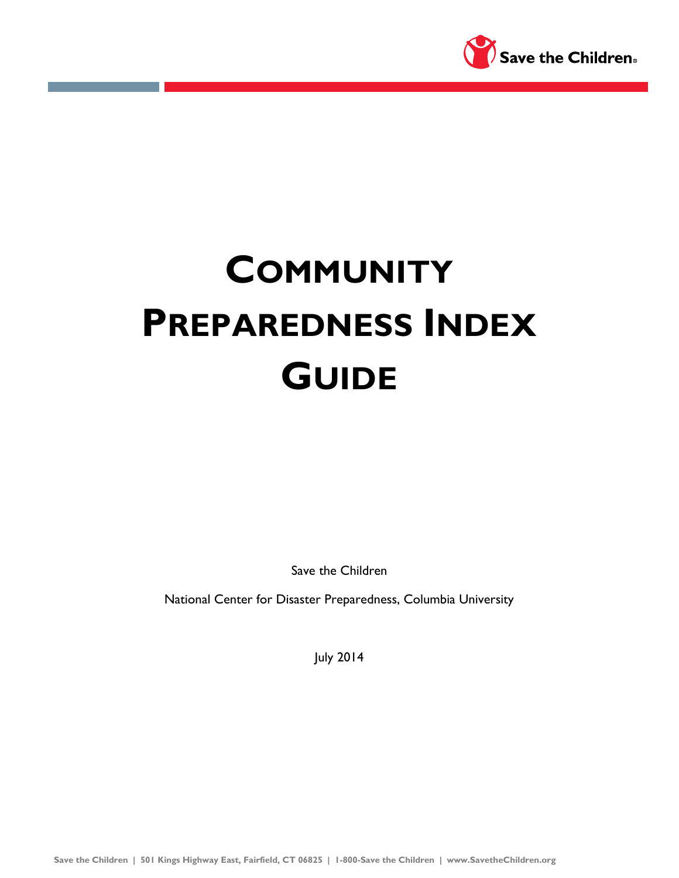# Community Preparedness Index Guide

Save the Children

National Center for Disaster Preparedness, Columbia University

July 2014

Save the Children | 501 Kings Highway East, Fairfield, CT 06825 | 1-800-Save the Children | www.SavetheChildren.org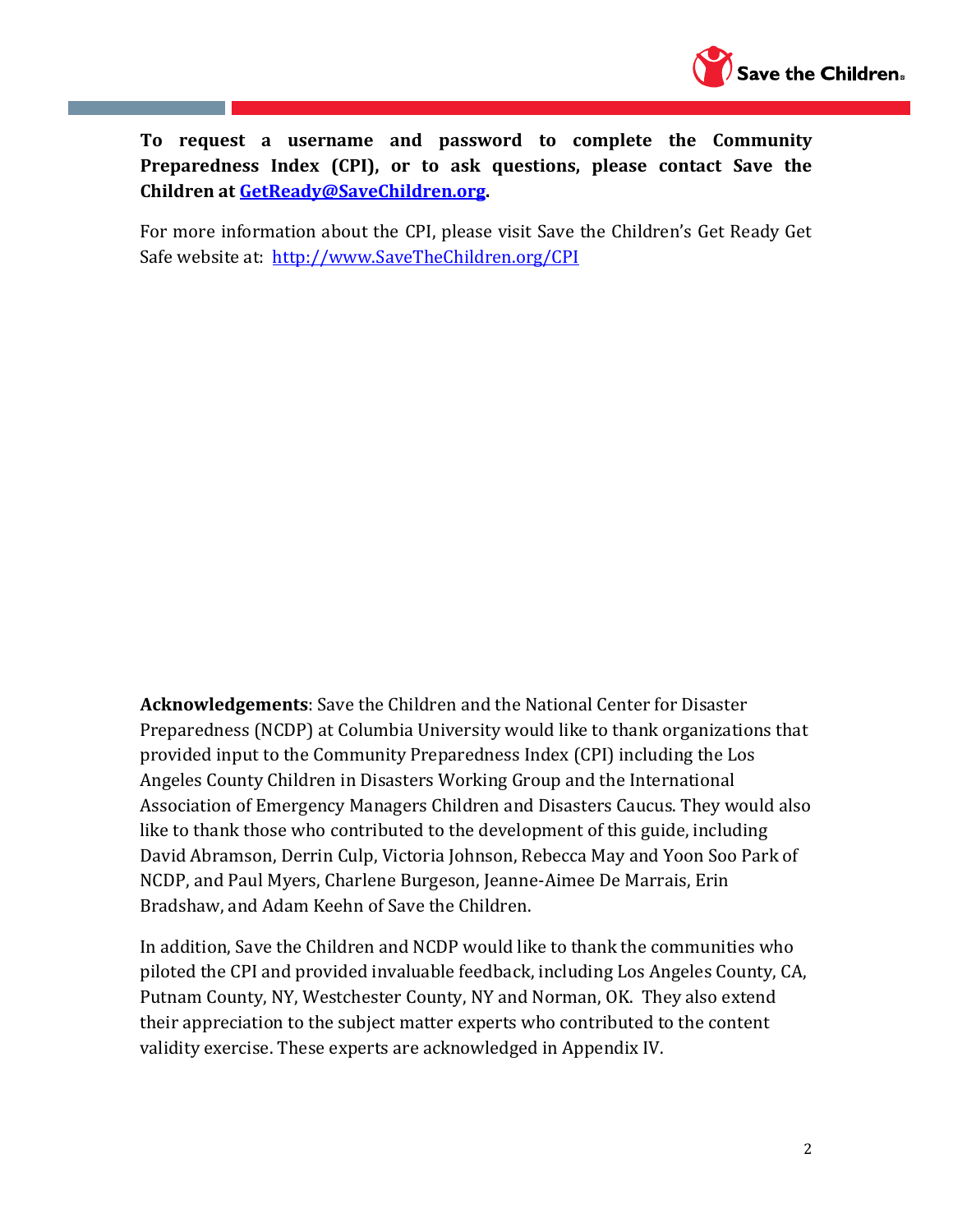**To request a username and password to complete the Community Preparedness Index (CPI), or to ask questions, please contact Save the Children at [GetReady@SaveChildren.org](mailto:GetReady@SaveChildren.org).**

For more information about the CPI, please visit Save the Children's Get Ready Get Safe website at: [http://www.SaveTheChildren.org/CPI](http://www.SaveTheChildren.org/CPI)

**Acknowledgements**: Save the Children and the National Center for Disaster Preparedness (NCDP) at Columbia University would like to thank organizations that provided input to the Community Preparedness Index (CPI) including the Los Angeles County Children in Disasters Working Group and the International Association of Emergency Managers Children and Disasters Caucus. They would also like to thank those who contributed to the development of this guide, including David Abramson, Derrin Culp, Victoria Johnson, Rebecca May and Yoon Soo Park of NCDP, and Paul Myers, Charlene Burgeson, Jeanne-Aimee De Marrais, Erin Bradshaw, and Adam Keehn of Save the Children.

In addition, Save the Children and NCDP would like to thank the communities who piloted the CPI and provided invaluable feedback, including Los Angeles County, CA, Putnam County, NY, Westchester County, NY and Norman, OK. They also extend their appreciation to the subject matter experts who contributed to the content validity exercise. These experts are acknowledged in Appendix IV.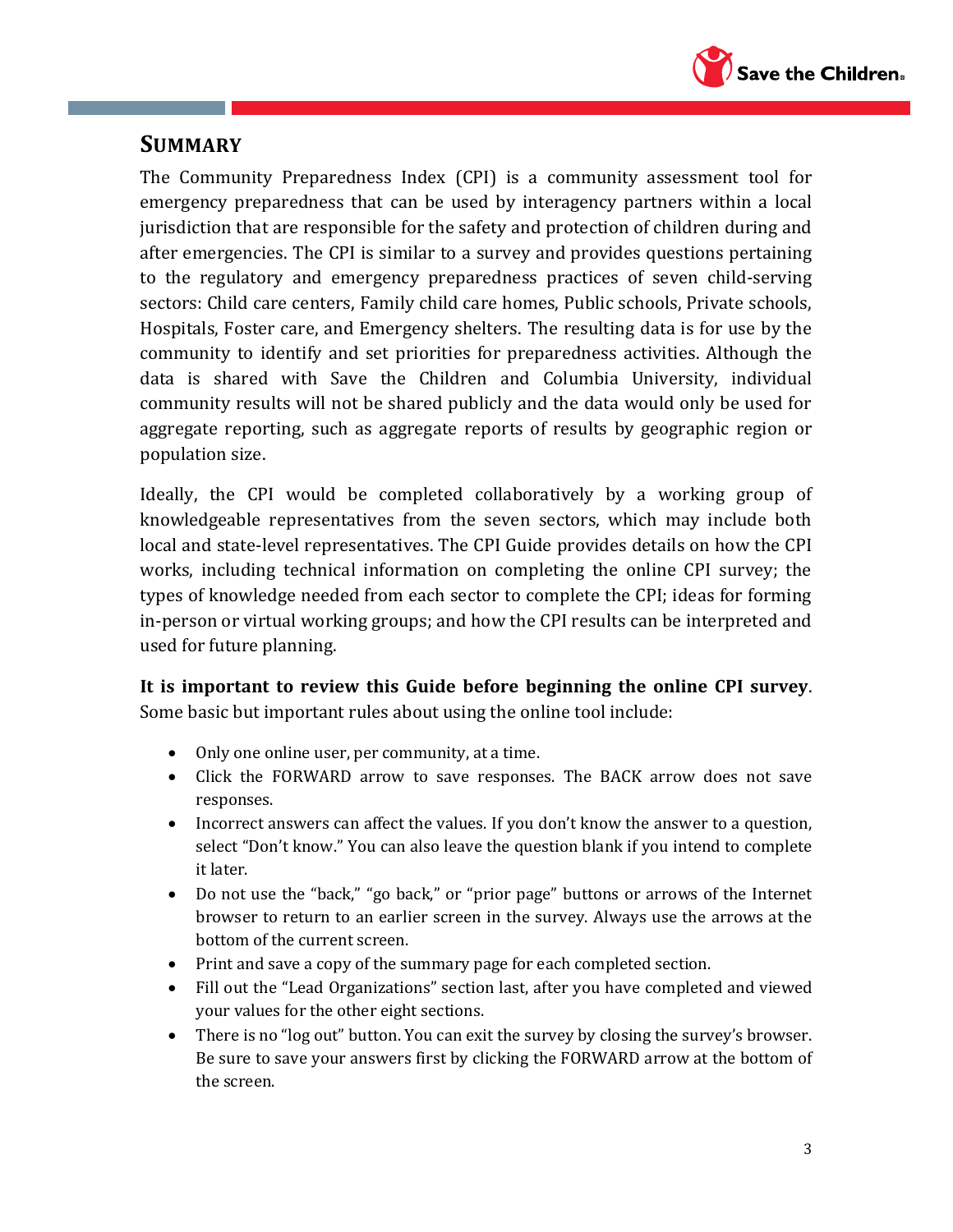## SUMMARY

The Community Preparedness Index (CPI) is a community assessment tool for emergency preparedness that can be used by interagency partners within a local jurisdiction that are responsible for the safety and protection of children during and after emergencies. The CPI is similar to a survey and provides questions pertaining to the regulatory and emergency preparedness practices of seven child-serving sectors: Child care centers, Family child care homes, Public schools, Private schools, Hospitals, Foster care, and Emergency shelters. The resulting data is for use by the community to identify and set priorities for preparedness activities. Although the data is shared with Save the Children and Columbia University, individual community results will not be shared publicly and the data would only be used for aggregate reporting, such as aggregate reports of results by geographic region or population size.

Ideally, the CPI would be completed collaboratively by a working group of knowledgeable representatives from the seven sectors, which may include both local and state-level representatives. The CPI Guide provides details on how the CPI works, including technical information on completing the online CPI survey; the types of knowledge needed from each sector to complete the CPI; ideas for forming in-person or virtual working groups; and how the CPI results can be interpreted and used for future planning.

**It is important to review this Guide before beginning the online CPI survey**. Some basic but important rules about using the online tool include:

- Only one online user, per community, at a time.
- Click the FORWARD arrow to save responses. The BACK arrow does not save responses.
- Incorrect answers can affect the values. If you don't know the answer to a question, select "Don't know." You can also leave the question blank if you intend to complete it later.
- Do not use the "back," "go back," or "prior page" buttons or arrows of the Internet browser to return to an earlier screen in the survey. Always use the arrows at the bottom of the current screen.
- Print and save a copy of the summary page for each completed section.
- Fill out the "Lead Organizations" section last, after you have completed and viewed your values for the other eight sections.
- There is no "log out" button. You can exit the survey by closing the survey's browser. Be sure to save your answers first by clicking the FORWARD arrow at the bottom of the screen.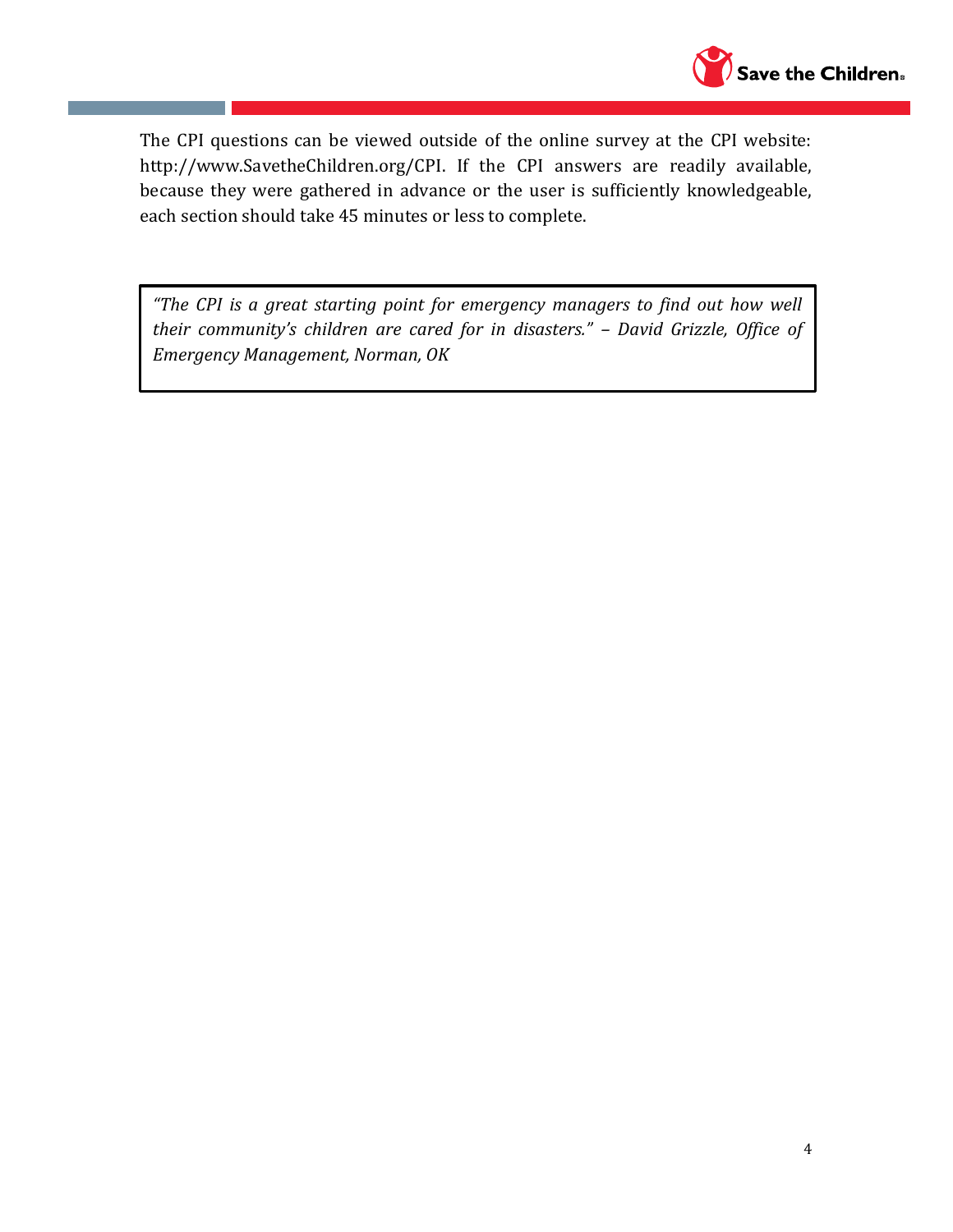The CPI questions can be viewed outside of the online survey at the CPI website: http://www.SavetheChildren.org/CPI. If the CPI answers are readily available, because they were gathered in advance or the user is sufficiently knowledgeable, each section should take 45 minutes or less to complete.

> *"The CPI is a great starting point for emergency managers to find out how well their community's children are cared for in disasters." – David Grizzle, Office of Emergency Management, Norman, OK*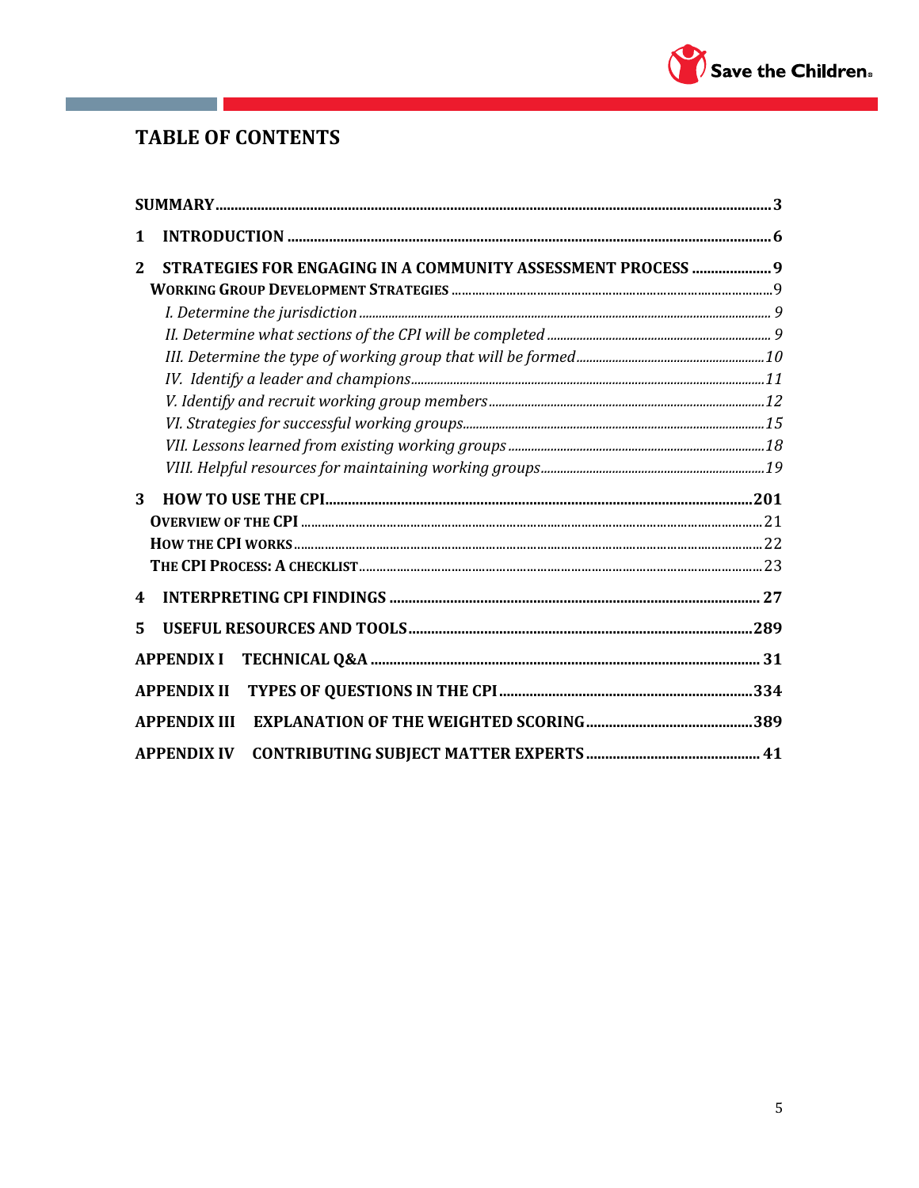# TABLE OF CONTENTS

**SUMMARY** .......... **3**

**1 INTRODUCTION** .......... **6**

**2 STRATEGIES FOR ENGAGING IN A COMMUNITY ASSESSMENT PROCESS** .......... **9**

- **WORKING GROUP DEVELOPMENT STRATEGIES** .......... 9
  - *I. Determine the jurisdiction* .......... *9*
  - *II. Determine what sections of the CPI will be completed* .......... *9*
  - *III. Determine the type of working group that will be formed* .......... *10*
  - *IV. Identify a leader and champions* .......... *11*
  - *V. Identify and recruit working group members* .......... *12*
  - *VI. Strategies for successful working groups* .......... *15*
  - *VII. Lessons learned from existing working groups* .......... *18*
  - *VIII. Helpful resources for maintaining working groups* .......... *19*

**3 HOW TO USE THE CPI** .......... **201**

- **OVERVIEW OF THE CPI** .......... 21
- **HOW THE CPI WORKS** .......... 22
- **THE CPI PROCESS: A CHECKLIST** .......... 23

**4 INTERPRETING CPI FINDINGS** .......... **27**

**5 USEFUL RESOURCES AND TOOLS** .......... **289**

**APPENDIX I TECHNICAL Q&A** .......... **31**

**APPENDIX II TYPES OF QUESTIONS IN THE CPI** .......... **334**

**APPENDIX III EXPLANATION OF THE WEIGHTED SCORING** .......... **389**

**APPENDIX IV CONTRIBUTING SUBJECT MATTER EXPERTS** .......... **41**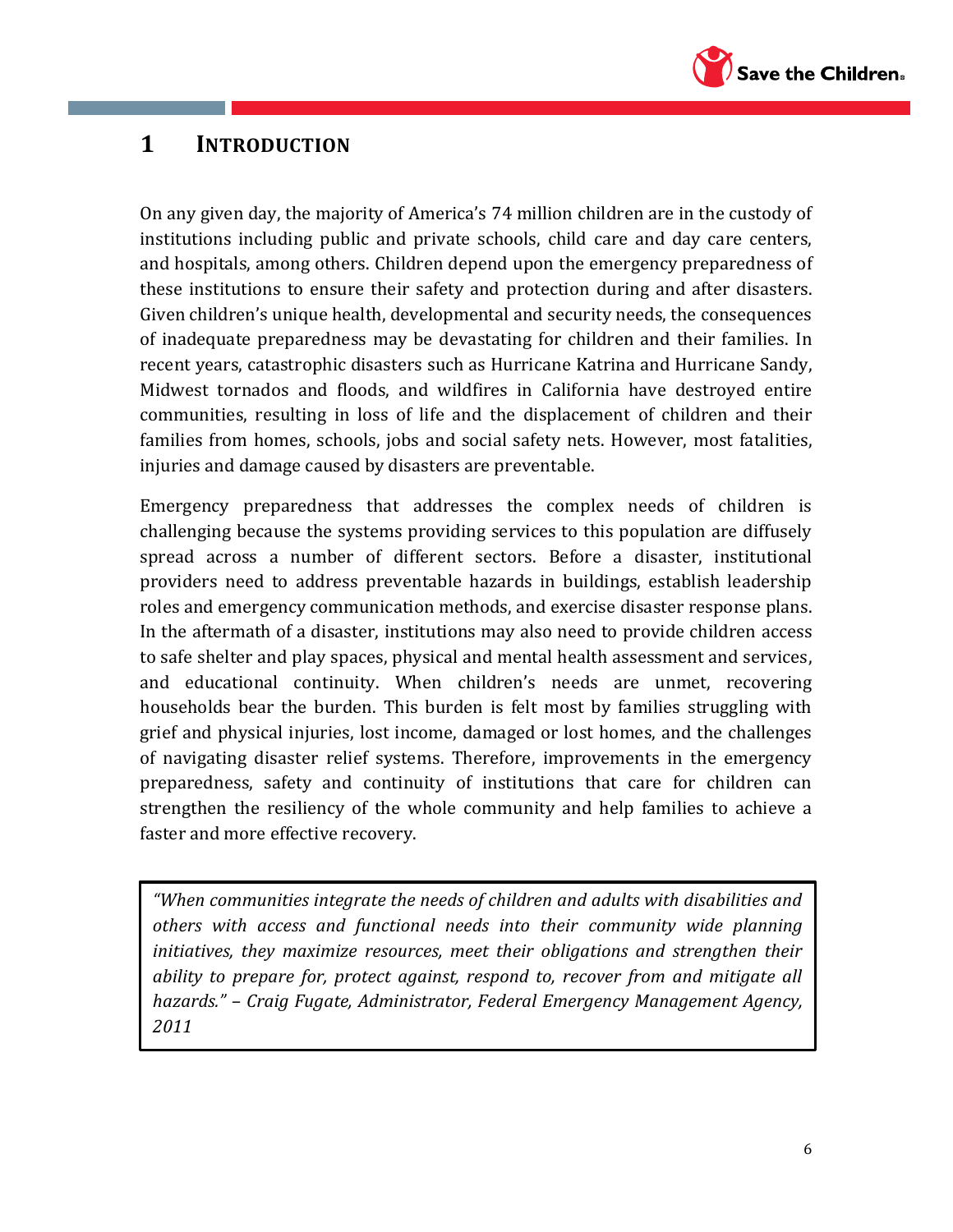# 1 INTRODUCTION

On any given day, the majority of America's 74 million children are in the custody of institutions including public and private schools, child care and day care centers, and hospitals, among others. Children depend upon the emergency preparedness of these institutions to ensure their safety and protection during and after disasters. Given children's unique health, developmental and security needs, the consequences of inadequate preparedness may be devastating for children and their families. In recent years, catastrophic disasters such as Hurricane Katrina and Hurricane Sandy, Midwest tornados and floods, and wildfires in California have destroyed entire communities, resulting in loss of life and the displacement of children and their families from homes, schools, jobs and social safety nets. However, most fatalities, injuries and damage caused by disasters are preventable.

Emergency preparedness that addresses the complex needs of children is challenging because the systems providing services to this population are diffusely spread across a number of different sectors. Before a disaster, institutional providers need to address preventable hazards in buildings, establish leadership roles and emergency communication methods, and exercise disaster response plans. In the aftermath of a disaster, institutions may also need to provide children access to safe shelter and play spaces, physical and mental health assessment and services, and educational continuity. When children's needs are unmet, recovering households bear the burden. This burden is felt most by families struggling with grief and physical injuries, lost income, damaged or lost homes, and the challenges of navigating disaster relief systems. Therefore, improvements in the emergency preparedness, safety and continuity of institutions that care for children can strengthen the resiliency of the whole community and help families to achieve a faster and more effective recovery.

> *"When communities integrate the needs of children and adults with disabilities and others with access and functional needs into their community wide planning initiatives, they maximize resources, meet their obligations and strengthen their ability to prepare for, protect against, respond to, recover from and mitigate all hazards." – Craig Fugate, Administrator, Federal Emergency Management Agency, 2011*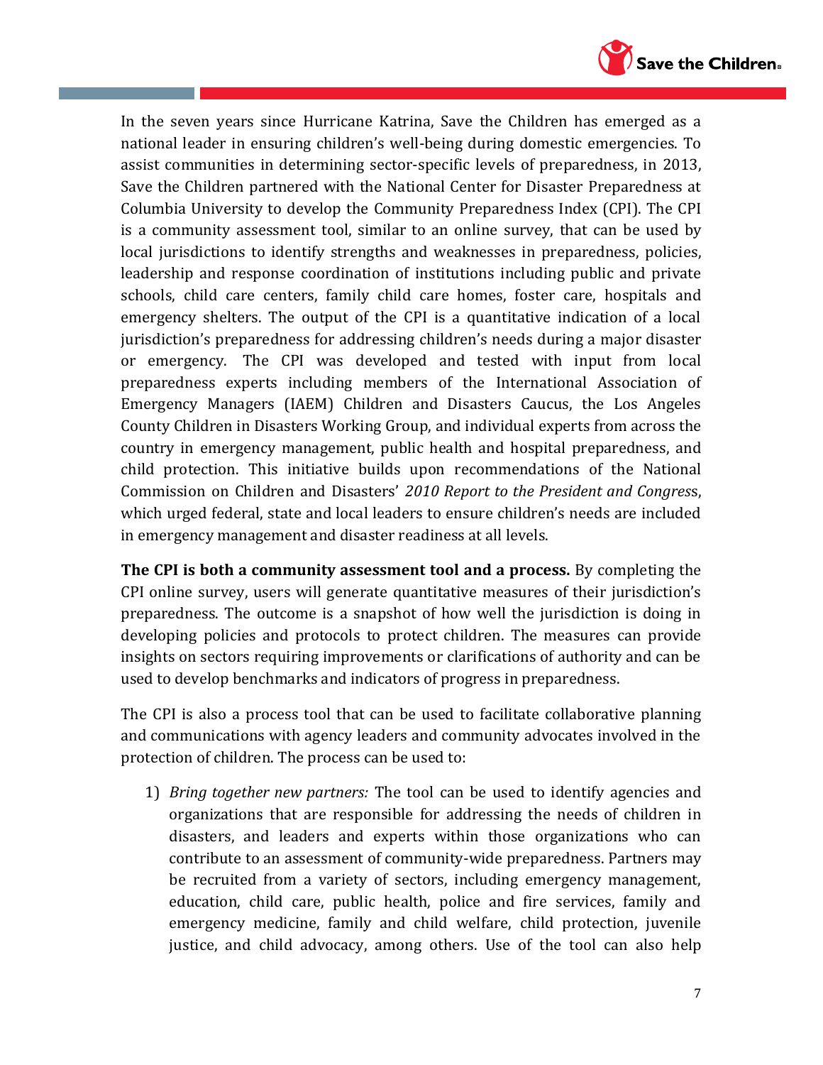In the seven years since Hurricane Katrina, Save the Children has emerged as a national leader in ensuring children's well-being during domestic emergencies. To assist communities in determining sector-specific levels of preparedness, in 2013, Save the Children partnered with the National Center for Disaster Preparedness at Columbia University to develop the Community Preparedness Index (CPI). The CPI is a community assessment tool, similar to an online survey, that can be used by local jurisdictions to identify strengths and weaknesses in preparedness, policies, leadership and response coordination of institutions including public and private schools, child care centers, family child care homes, foster care, hospitals and emergency shelters. The output of the CPI is a quantitative indication of a local jurisdiction's preparedness for addressing children's needs during a major disaster or emergency. The CPI was developed and tested with input from local preparedness experts including members of the International Association of Emergency Managers (IAEM) Children and Disasters Caucus, the Los Angeles County Children in Disasters Working Group, and individual experts from across the country in emergency management, public health and hospital preparedness, and child protection. This initiative builds upon recommendations of the National Commission on Children and Disasters' *2010 Report to the President and Congres*s, which urged federal, state and local leaders to ensure children's needs are included in emergency management and disaster readiness at all levels.

**The CPI is both a community assessment tool and a process.** By completing the CPI online survey, users will generate quantitative measures of their jurisdiction's preparedness. The outcome is a snapshot of how well the jurisdiction is doing in developing policies and protocols to protect children. The measures can provide insights on sectors requiring improvements or clarifications of authority and can be used to develop benchmarks and indicators of progress in preparedness.

The CPI is also a process tool that can be used to facilitate collaborative planning and communications with agency leaders and community advocates involved in the protection of children. The process can be used to:

1) *Bring together new partners:* The tool can be used to identify agencies and organizations that are responsible for addressing the needs of children in disasters, and leaders and experts within those organizations who can contribute to an assessment of community-wide preparedness. Partners may be recruited from a variety of sectors, including emergency management, education, child care, public health, police and fire services, family and emergency medicine, family and child welfare, child protection, juvenile justice, and child advocacy, among others. Use of the tool can also help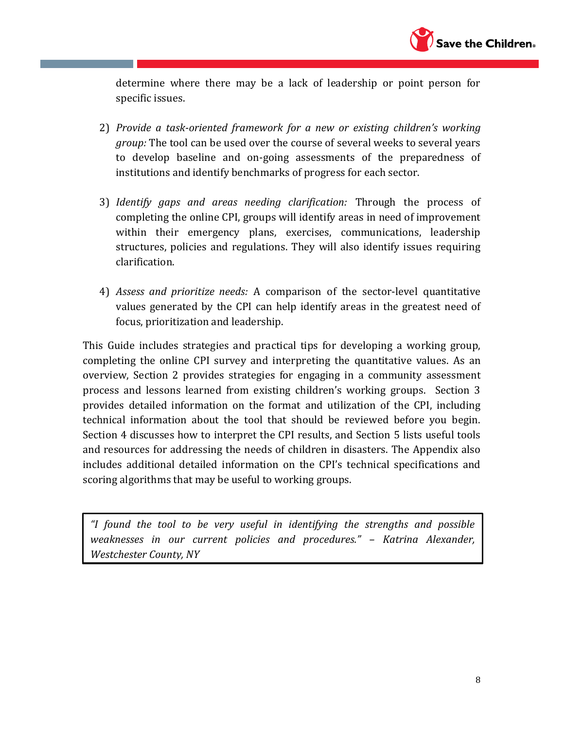determine where there may be a lack of leadership or point person for specific issues.

2) *Provide a task-oriented framework for a new or existing children's working group:* The tool can be used over the course of several weeks to several years to develop baseline and on-going assessments of the preparedness of institutions and identify benchmarks of progress for each sector.

3) *Identify gaps and areas needing clarification:* Through the process of completing the online CPI, groups will identify areas in need of improvement within their emergency plans, exercises, communications, leadership structures, policies and regulations. They will also identify issues requiring clarification.

4) *Assess and prioritize needs:* A comparison of the sector-level quantitative values generated by the CPI can help identify areas in the greatest need of focus, prioritization and leadership.

This Guide includes strategies and practical tips for developing a working group, completing the online CPI survey and interpreting the quantitative values. As an overview, Section 2 provides strategies for engaging in a community assessment process and lessons learned from existing children's working groups. Section 3 provides detailed information on the format and utilization of the CPI, including technical information about the tool that should be reviewed before you begin. Section 4 discusses how to interpret the CPI results, and Section 5 lists useful tools and resources for addressing the needs of children in disasters. The Appendix also includes additional detailed information on the CPI's technical specifications and scoring algorithms that may be useful to working groups.

> *"I found the tool to be very useful in identifying the strengths and possible weaknesses in our current policies and procedures." – Katrina Alexander, Westchester County, NY*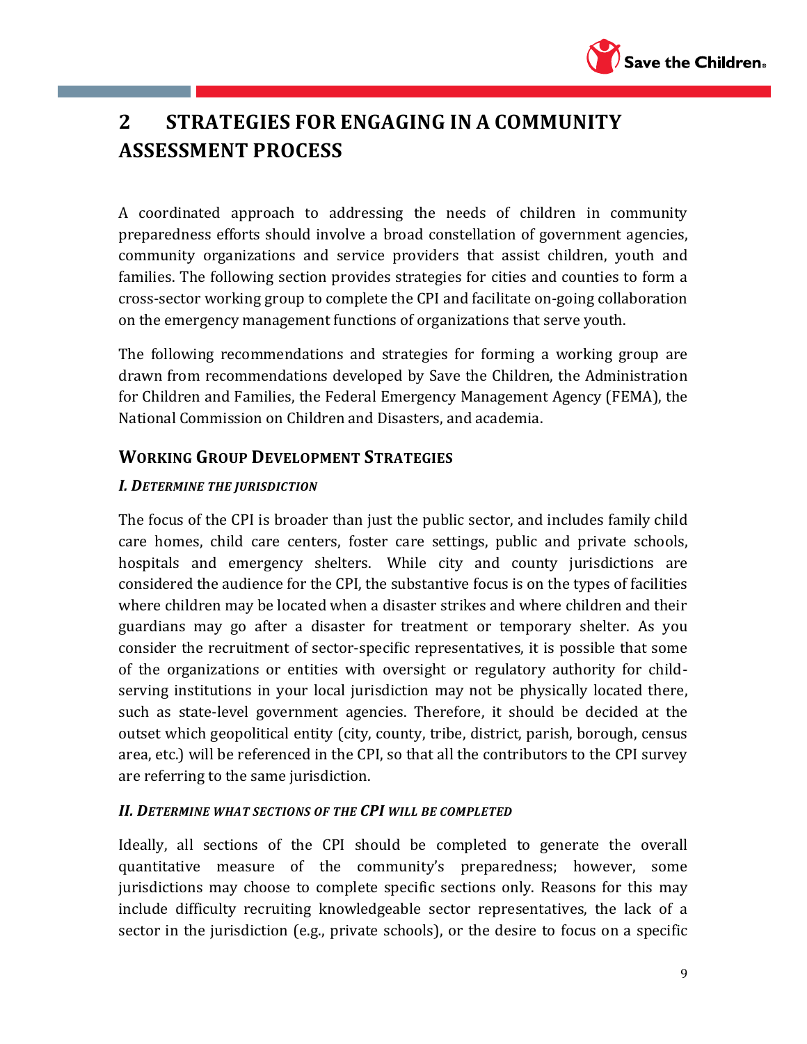# 2 STRATEGIES FOR ENGAGING IN A COMMUNITY ASSESSMENT PROCESS

A coordinated approach to addressing the needs of children in community preparedness efforts should involve a broad constellation of government agencies, community organizations and service providers that assist children, youth and families. The following section provides strategies for cities and counties to form a cross-sector working group to complete the CPI and facilitate on-going collaboration on the emergency management functions of organizations that serve youth.

The following recommendations and strategies for forming a working group are drawn from recommendations developed by Save the Children, the Administration for Children and Families, the Federal Emergency Management Agency (FEMA), the National Commission on Children and Disasters, and academia.

## WORKING GROUP DEVELOPMENT STRATEGIES

### *I. DETERMINE THE JURISDICTION*

The focus of the CPI is broader than just the public sector, and includes family child care homes, child care centers, foster care settings, public and private schools, hospitals and emergency shelters. While city and county jurisdictions are considered the audience for the CPI, the substantive focus is on the types of facilities where children may be located when a disaster strikes and where children and their guardians may go after a disaster for treatment or temporary shelter. As you consider the recruitment of sector-specific representatives, it is possible that some of the organizations or entities with oversight or regulatory authority for child-serving institutions in your local jurisdiction may not be physically located there, such as state-level government agencies. Therefore, it should be decided at the outset which geopolitical entity (city, county, tribe, district, parish, borough, census area, etc.) will be referenced in the CPI, so that all the contributors to the CPI survey are referring to the same jurisdiction.

### *II. DETERMINE WHAT SECTIONS OF THE CPI WILL BE COMPLETED*

Ideally, all sections of the CPI should be completed to generate the overall quantitative measure of the community's preparedness; however, some jurisdictions may choose to complete specific sections only. Reasons for this may include difficulty recruiting knowledgeable sector representatives, the lack of a sector in the jurisdiction (e.g., private schools), or the desire to focus on a specific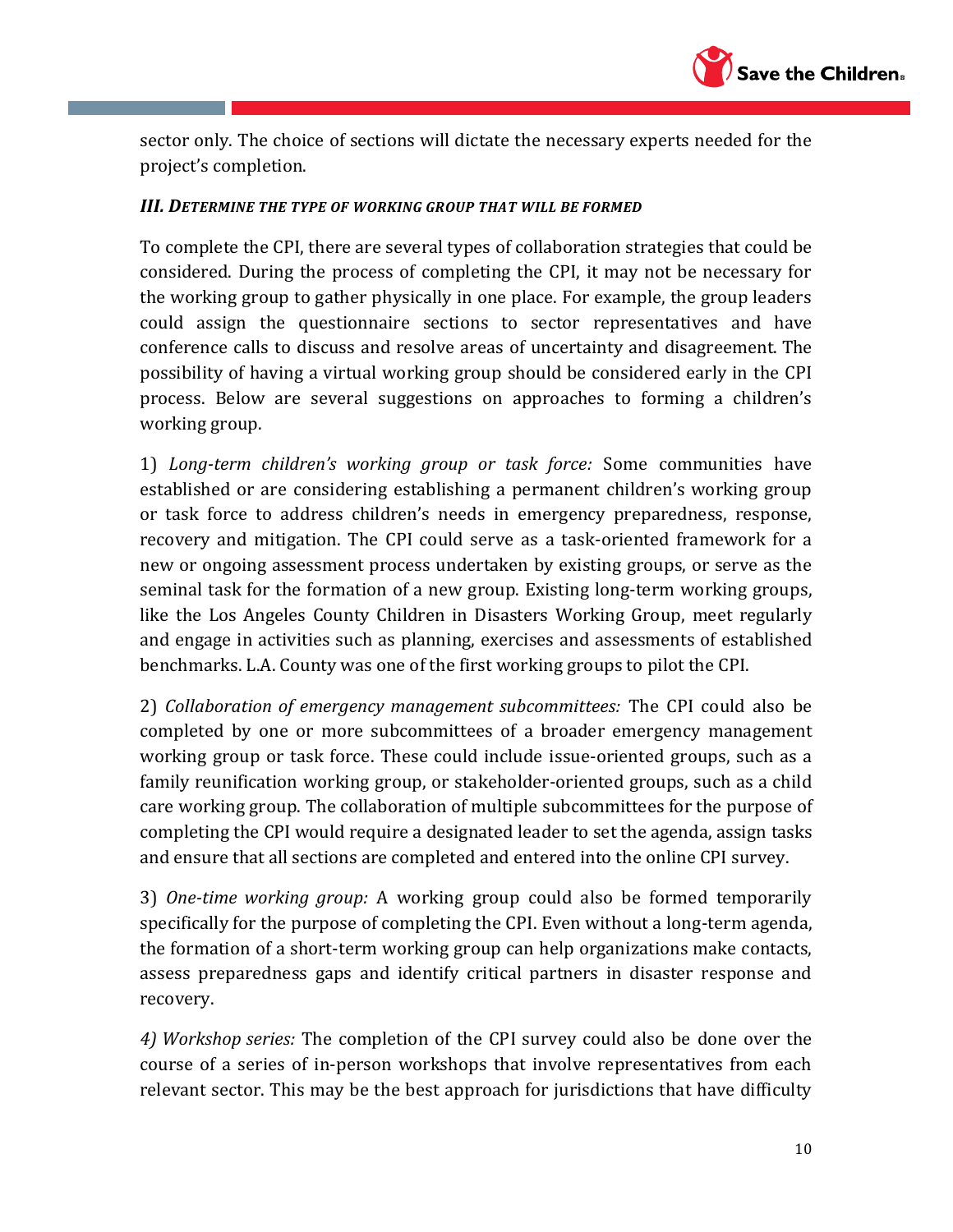sector only. The choice of sections will dictate the necessary experts needed for the project's completion.

### *III. Determine the type of working group that will be formed*

To complete the CPI, there are several types of collaboration strategies that could be considered. During the process of completing the CPI, it may not be necessary for the working group to gather physically in one place. For example, the group leaders could assign the questionnaire sections to sector representatives and have conference calls to discuss and resolve areas of uncertainty and disagreement. The possibility of having a virtual working group should be considered early in the CPI process. Below are several suggestions on approaches to forming a children's working group.

1) *Long-term children's working group or task force:* Some communities have established or are considering establishing a permanent children's working group or task force to address children's needs in emergency preparedness, response, recovery and mitigation. The CPI could serve as a task-oriented framework for a new or ongoing assessment process undertaken by existing groups, or serve as the seminal task for the formation of a new group. Existing long-term working groups, like the Los Angeles County Children in Disasters Working Group, meet regularly and engage in activities such as planning, exercises and assessments of established benchmarks. L.A. County was one of the first working groups to pilot the CPI.

2) *Collaboration of emergency management subcommittees:* The CPI could also be completed by one or more subcommittees of a broader emergency management working group or task force. These could include issue-oriented groups, such as a family reunification working group, or stakeholder-oriented groups, such as a child care working group. The collaboration of multiple subcommittees for the purpose of completing the CPI would require a designated leader to set the agenda, assign tasks and ensure that all sections are completed and entered into the online CPI survey.

3) *One-time working group:* A working group could also be formed temporarily specifically for the purpose of completing the CPI. Even without a long-term agenda, the formation of a short-term working group can help organizations make contacts, assess preparedness gaps and identify critical partners in disaster response and recovery.

*4) Workshop series:* The completion of the CPI survey could also be done over the course of a series of in-person workshops that involve representatives from each relevant sector. This may be the best approach for jurisdictions that have difficulty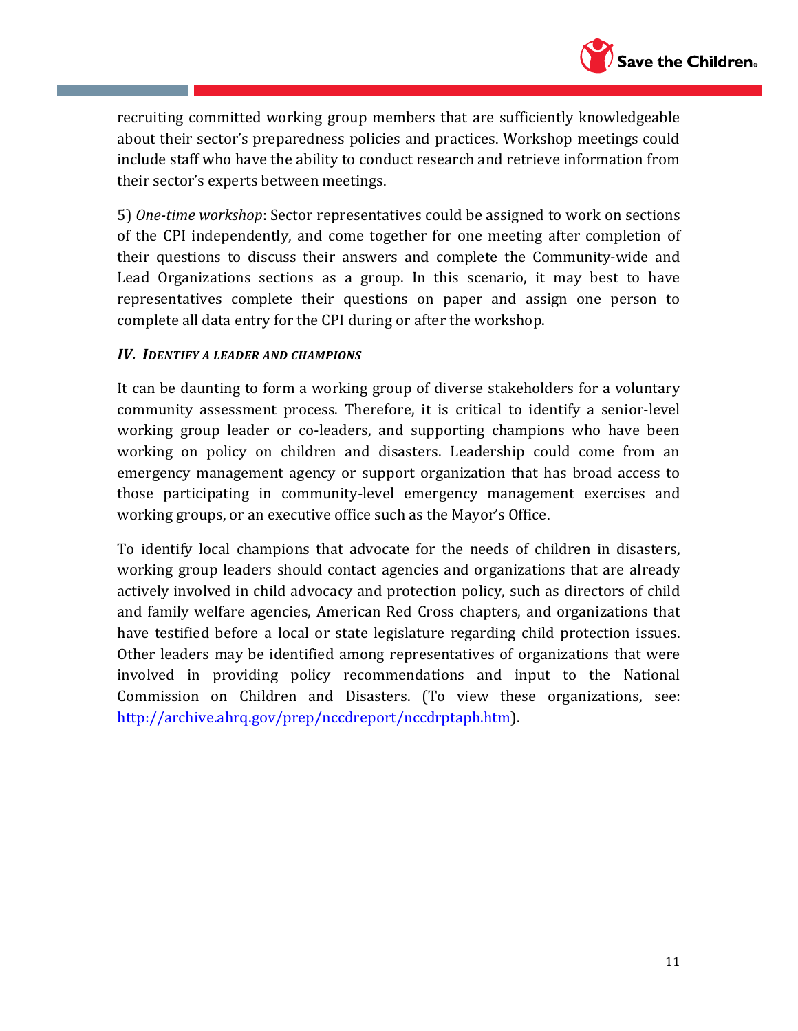recruiting committed working group members that are sufficiently knowledgeable about their sector's preparedness policies and practices. Workshop meetings could include staff who have the ability to conduct research and retrieve information from their sector's experts between meetings.

5) *One-time workshop*: Sector representatives could be assigned to work on sections of the CPI independently, and come together for one meeting after completion of their questions to discuss their answers and complete the Community-wide and Lead Organizations sections as a group. In this scenario, it may best to have representatives complete their questions on paper and assign one person to complete all data entry for the CPI during or after the workshop.

### *IV. Identify a leader and champions*

It can be daunting to form a working group of diverse stakeholders for a voluntary community assessment process. Therefore, it is critical to identify a senior-level working group leader or co-leaders, and supporting champions who have been working on policy on children and disasters. Leadership could come from an emergency management agency or support organization that has broad access to those participating in community-level emergency management exercises and working groups, or an executive office such as the Mayor's Office.

To identify local champions that advocate for the needs of children in disasters, working group leaders should contact agencies and organizations that are already actively involved in child advocacy and protection policy, such as directors of child and family welfare agencies, American Red Cross chapters, and organizations that have testified before a local or state legislature regarding child protection issues. Other leaders may be identified among representatives of organizations that were involved in providing policy recommendations and input to the National Commission on Children and Disasters. (To view these organizations, see: [http://archive.ahrq.gov/prep/nccdreport/nccdrptaph.htm](http://archive.ahrq.gov/prep/nccdreport/nccdrptaph.htm)).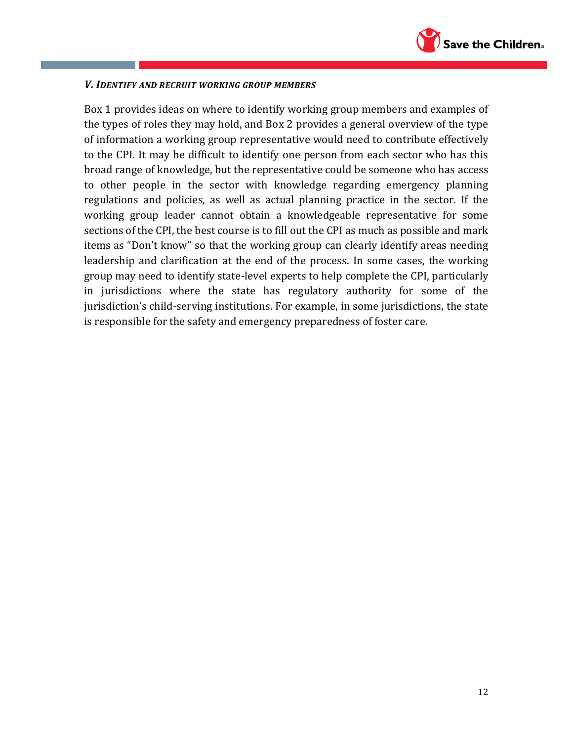### *V. Identify and recruit working group members*

Box 1 provides ideas on where to identify working group members and examples of the types of roles they may hold, and Box 2 provides a general overview of the type of information a working group representative would need to contribute effectively to the CPI. It may be difficult to identify one person from each sector who has this broad range of knowledge, but the representative could be someone who has access to other people in the sector with knowledge regarding emergency planning regulations and policies, as well as actual planning practice in the sector. If the working group leader cannot obtain a knowledgeable representative for some sections of the CPI, the best course is to fill out the CPI as much as possible and mark items as "Don't know" so that the working group can clearly identify areas needing leadership and clarification at the end of the process. In some cases, the working group may need to identify state-level experts to help complete the CPI, particularly in jurisdictions where the state has regulatory authority for some of the jurisdiction's child-serving institutions. For example, in some jurisdictions, the state is responsible for the safety and emergency preparedness of foster care.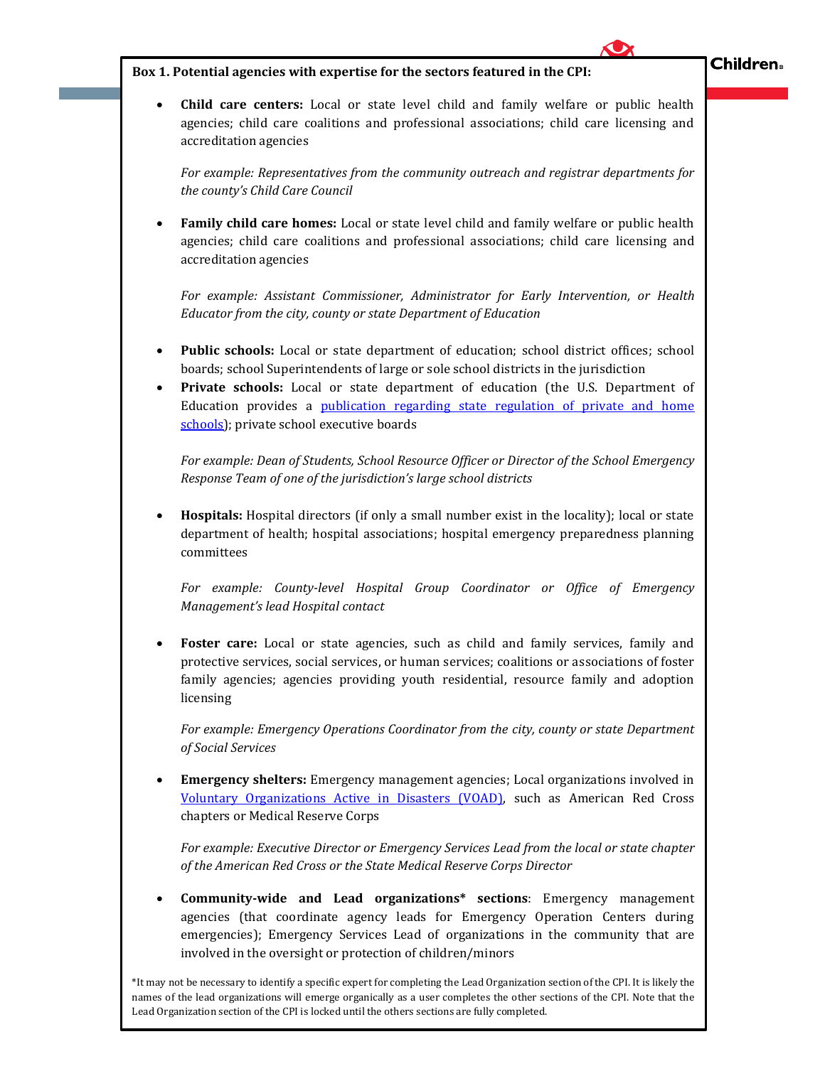**Box 1. Potential agencies with expertise for the sectors featured in the CPI:**

- **Child care centers:** Local or state level child and family welfare or public health agencies; child care coalitions and professional associations; child care licensing and accreditation agencies

  *For example: Representatives from the community outreach and registrar departments for the county's Child Care Council*

- **Family child care homes:** Local or state level child and family welfare or public health agencies; child care coalitions and professional associations; child care licensing and accreditation agencies

  *For example: Assistant Commissioner, Administrator for Early Intervention, or Health Educator from the city, county or state Department of Education*

- **Public schools:** Local or state department of education; school district offices; school boards; school Superintendents of large or sole school districts in the jurisdiction
- **Private schools:** Local or state department of education (the U.S. Department of Education provides a [publication regarding state regulation of private and home schools](publication regarding state regulation of private and home schools)); private school executive boards

  *For example: Dean of Students, School Resource Officer or Director of the School Emergency Response Team of one of the jurisdiction's large school districts*

- **Hospitals:** Hospital directors (if only a small number exist in the locality); local or state department of health; hospital associations; hospital emergency preparedness planning committees

  *For example: County-level Hospital Group Coordinator or Office of Emergency Management's lead Hospital contact*

- **Foster care:** Local or state agencies, such as child and family services, family and protective services, social services, or human services; coalitions or associations of foster family agencies; agencies providing youth residential, resource family and adoption licensing

  *For example: Emergency Operations Coordinator from the city, county or state Department of Social Services*

- **Emergency shelters:** Emergency management agencies; Local organizations involved in [Voluntary Organizations Active in Disasters (VOAD)](Voluntary Organizations Active in Disasters (VOAD)), such as American Red Cross chapters or Medical Reserve Corps

  *For example: Executive Director or Emergency Services Lead from the local or state chapter of the American Red Cross or the State Medical Reserve Corps Director*

- **Community-wide and Lead organizations* sections**: Emergency management agencies (that coordinate agency leads for Emergency Operation Centers during emergencies); Emergency Services Lead of organizations in the community that are involved in the oversight or protection of children/minors

*It may not be necessary to identify a specific expert for completing the Lead Organization section of the CPI. It is likely the names of the lead organizations will emerge organically as a user completes the other sections of the CPI. Note that the Lead Organization section of the CPI is locked until the others sections are fully completed.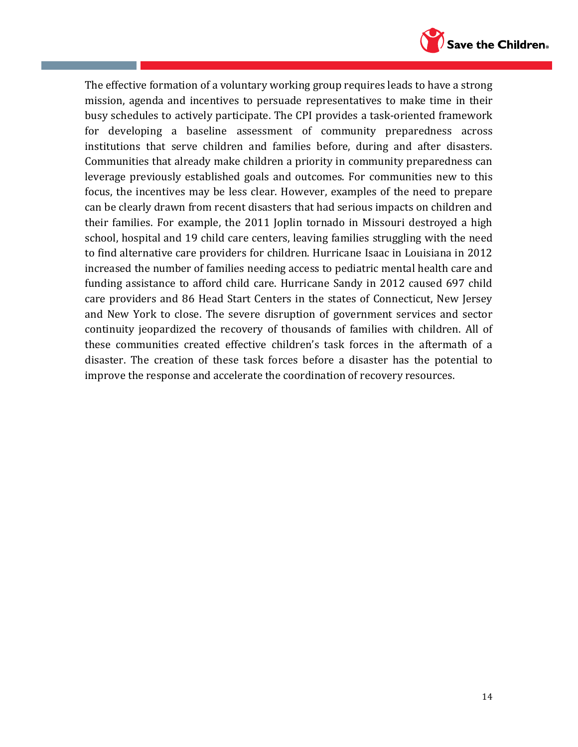The effective formation of a voluntary working group requires leads to have a strong mission, agenda and incentives to persuade representatives to make time in their busy schedules to actively participate. The CPI provides a task-oriented framework for developing a baseline assessment of community preparedness across institutions that serve children and families before, during and after disasters. Communities that already make children a priority in community preparedness can leverage previously established goals and outcomes. For communities new to this focus, the incentives may be less clear. However, examples of the need to prepare can be clearly drawn from recent disasters that had serious impacts on children and their families. For example, the 2011 Joplin tornado in Missouri destroyed a high school, hospital and 19 child care centers, leaving families struggling with the need to find alternative care providers for children. Hurricane Isaac in Louisiana in 2012 increased the number of families needing access to pediatric mental health care and funding assistance to afford child care. Hurricane Sandy in 2012 caused 697 child care providers and 86 Head Start Centers in the states of Connecticut, New Jersey and New York to close. The severe disruption of government services and sector continuity jeopardized the recovery of thousands of families with children. All of these communities created effective children's task forces in the aftermath of a disaster. The creation of these task forces before a disaster has the potential to improve the response and accelerate the coordination of recovery resources.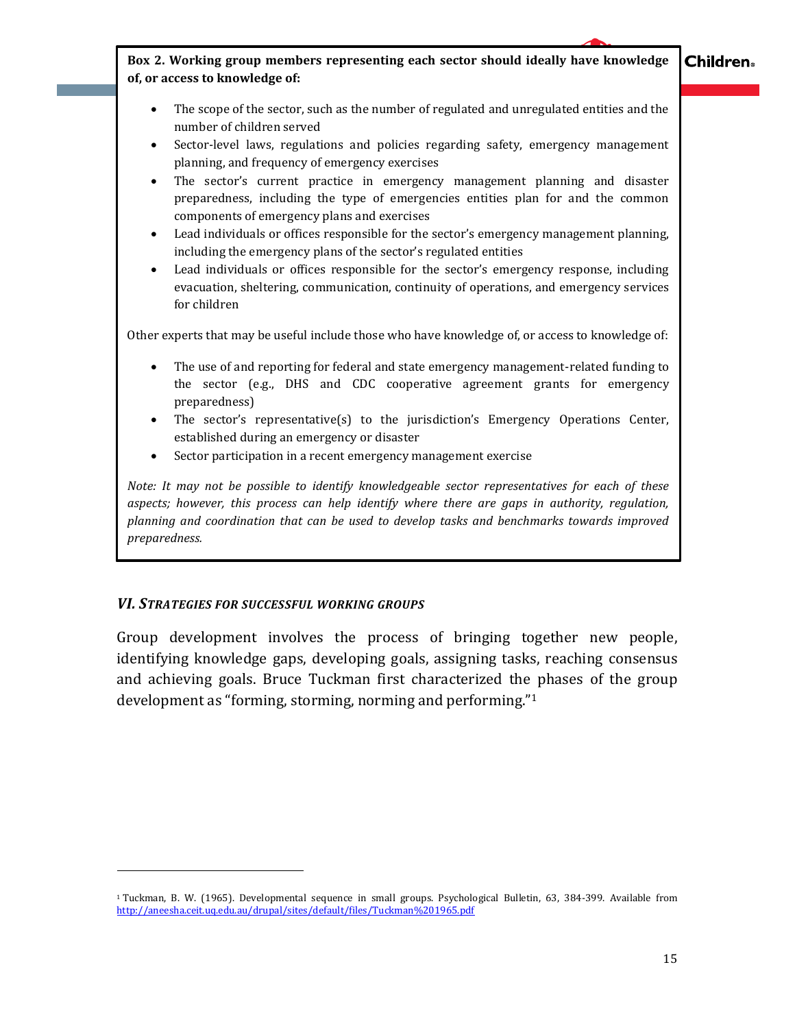**Box 2. Working group members representing each sector should ideally have knowledge of, or access to knowledge of:**

- The scope of the sector, such as the number of regulated and unregulated entities and the number of children served
- Sector-level laws, regulations and policies regarding safety, emergency management planning, and frequency of emergency exercises
- The sector's current practice in emergency management planning and disaster preparedness, including the type of emergencies entities plan for and the common components of emergency plans and exercises
- Lead individuals or offices responsible for the sector's emergency management planning, including the emergency plans of the sector's regulated entities
- Lead individuals or offices responsible for the sector's emergency response, including evacuation, sheltering, communication, continuity of operations, and emergency services for children

Other experts that may be useful include those who have knowledge of, or access to knowledge of:

- The use of and reporting for federal and state emergency management-related funding to the sector (e.g., DHS and CDC cooperative agreement grants for emergency preparedness)
- The sector's representative(s) to the jurisdiction's Emergency Operations Center, established during an emergency or disaster
- Sector participation in a recent emergency management exercise

*Note: It may not be possible to identify knowledgeable sector representatives for each of these aspects; however, this process can help identify where there are gaps in authority, regulation, planning and coordination that can be used to develop tasks and benchmarks towards improved preparedness.*

## *VI. Strategies for Successful Working Groups*

Group development involves the process of bringing together new people, identifying knowledge gaps, developing goals, assigning tasks, reaching consensus and achieving goals. Bruce Tuckman first characterized the phases of the group development as "forming, storming, norming and performing."[1]

[1] Tuckman, B. W. (1965). Developmental sequence in small groups. Psychological Bulletin, 63, 384-399. Available from http://aneesha.ceit.uq.edu.au/drupal/sites/default/files/Tuckman%201965.pdf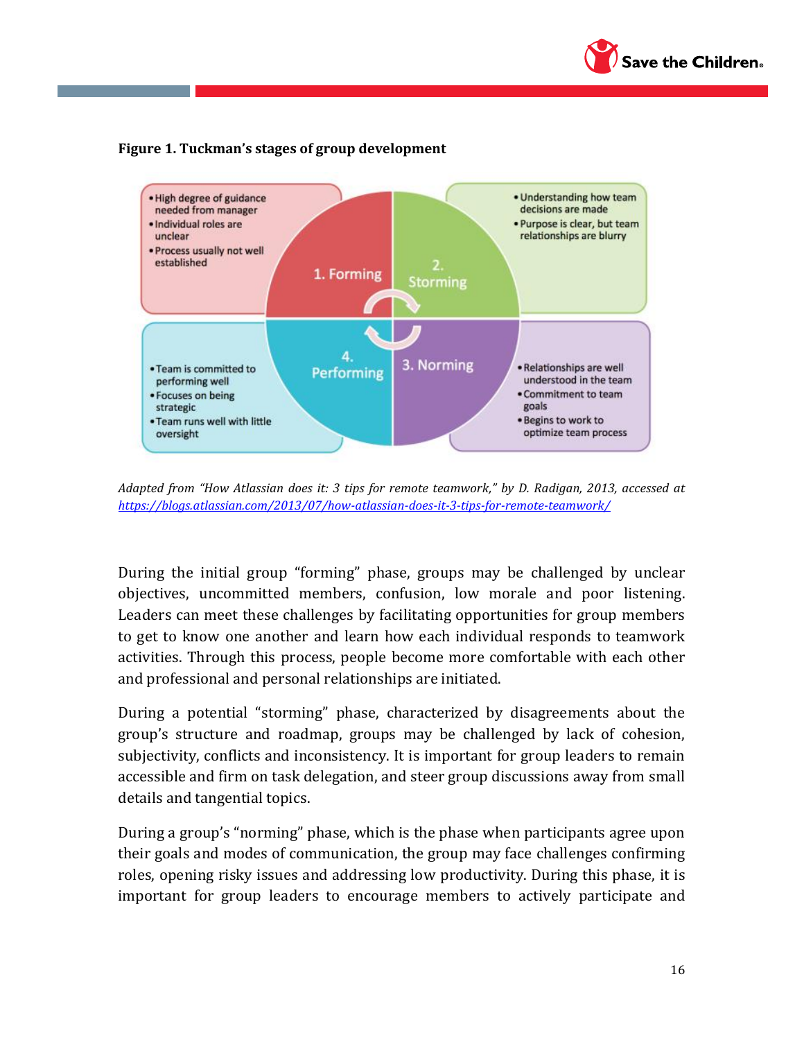**Figure 1. Tuckman's stages of group development**

1. Forming
- High degree of guidance needed from manager
- Individual roles are unclear
- Process usually not well established

2. Storming
- Understanding how team decisions are made
- Purpose is clear, but team relationships are blurry

3. Norming
- Relationships are well understood in the team
- Commitment to team goals
- Begins to work to optimize team process

4. Performing
- Team is committed to performing well
- Focuses on being strategic
- Team runs well with little oversight

*Adapted from "How Atlassian does it: 3 tips for remote teamwork," by D. Radigan, 2013, accessed at* *https://blogs.atlassian.com/2013/07/how-atlassian-does-it-3-tips-for-remote-teamwork/*

During the initial group "forming" phase, groups may be challenged by unclear objectives, uncommitted members, confusion, low morale and poor listening. Leaders can meet these challenges by facilitating opportunities for group members to get to know one another and learn how each individual responds to teamwork activities. Through this process, people become more comfortable with each other and professional and personal relationships are initiated.

During a potential "storming" phase, characterized by disagreements about the group's structure and roadmap, groups may be challenged by lack of cohesion, subjectivity, conflicts and inconsistency. It is important for group leaders to remain accessible and firm on task delegation, and steer group discussions away from small details and tangential topics.

During a group's "norming" phase, which is the phase when participants agree upon their goals and modes of communication, the group may face challenges confirming roles, opening risky issues and addressing low productivity. During this phase, it is important for group leaders to encourage members to actively participate and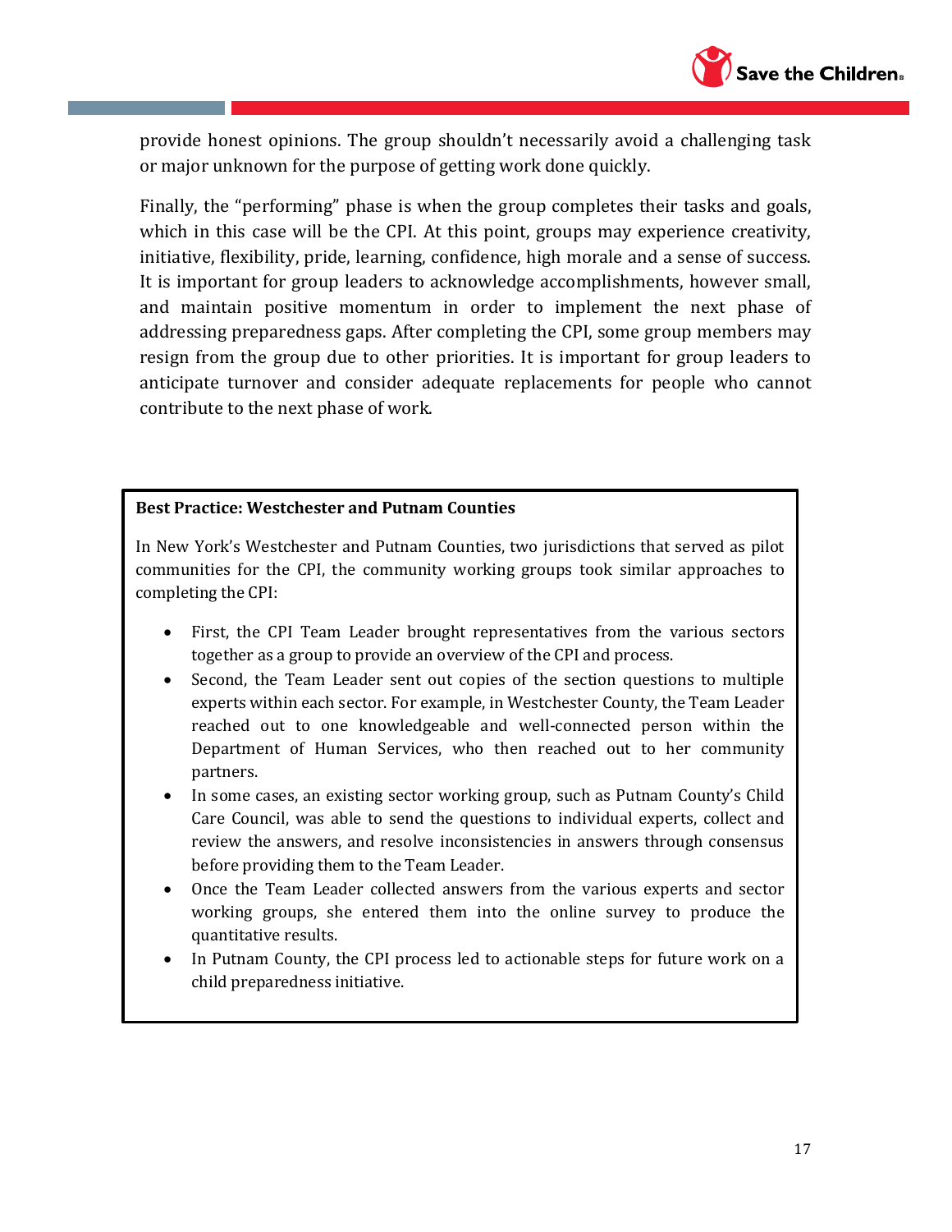provide honest opinions. The group shouldn't necessarily avoid a challenging task or major unknown for the purpose of getting work done quickly.

Finally, the "performing" phase is when the group completes their tasks and goals, which in this case will be the CPI. At this point, groups may experience creativity, initiative, flexibility, pride, learning, confidence, high morale and a sense of success. It is important for group leaders to acknowledge accomplishments, however small, and maintain positive momentum in order to implement the next phase of addressing preparedness gaps. After completing the CPI, some group members may resign from the group due to other priorities. It is important for group leaders to anticipate turnover and consider adequate replacements for people who cannot contribute to the next phase of work.

**Best Practice: Westchester and Putnam Counties**

In New York's Westchester and Putnam Counties, two jurisdictions that served as pilot communities for the CPI, the community working groups took similar approaches to completing the CPI:

- First, the CPI Team Leader brought representatives from the various sectors together as a group to provide an overview of the CPI and process.
- Second, the Team Leader sent out copies of the section questions to multiple experts within each sector. For example, in Westchester County, the Team Leader reached out to one knowledgeable and well-connected person within the Department of Human Services, who then reached out to her community partners.
- In some cases, an existing sector working group, such as Putnam County's Child Care Council, was able to send the questions to individual experts, collect and review the answers, and resolve inconsistencies in answers through consensus before providing them to the Team Leader.
- Once the Team Leader collected answers from the various experts and sector working groups, she entered them into the online survey to produce the quantitative results.
- In Putnam County, the CPI process led to actionable steps for future work on a child preparedness initiative.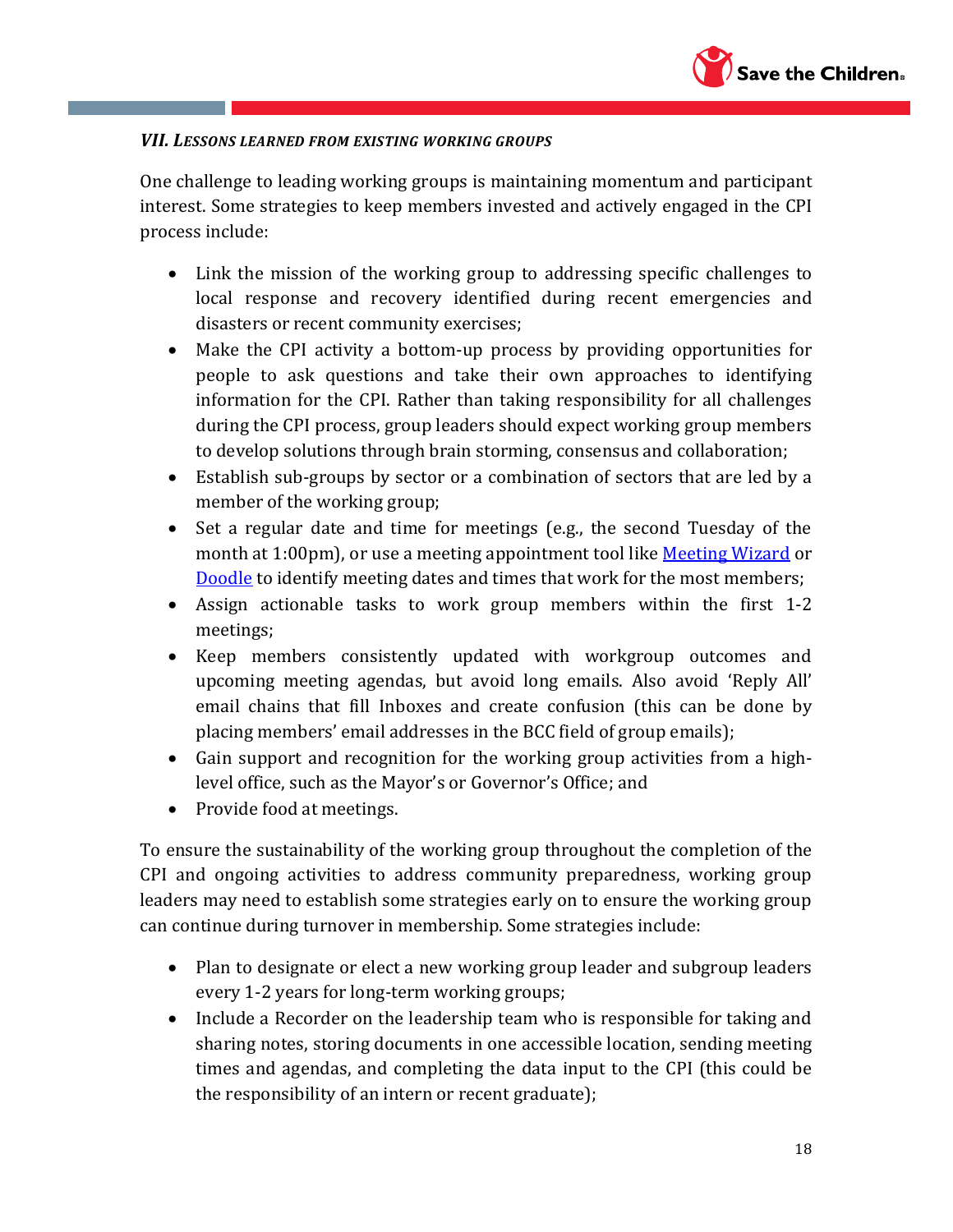### *VII. Lessons learned from existing working groups*

One challenge to leading working groups is maintaining momentum and participant interest. Some strategies to keep members invested and actively engaged in the CPI process include:

- Link the mission of the working group to addressing specific challenges to local response and recovery identified during recent emergencies and disasters or recent community exercises;
- Make the CPI activity a bottom-up process by providing opportunities for people to ask questions and take their own approaches to identifying information for the CPI. Rather than taking responsibility for all challenges during the CPI process, group leaders should expect working group members to develop solutions through brain storming, consensus and collaboration;
- Establish sub-groups by sector or a combination of sectors that are led by a member of the working group;
- Set a regular date and time for meetings (e.g., the second Tuesday of the month at 1:00pm), or use a meeting appointment tool like Meeting Wizard or Doodle to identify meeting dates and times that work for the most members;
- Assign actionable tasks to work group members within the first 1-2 meetings;
- Keep members consistently updated with workgroup outcomes and upcoming meeting agendas, but avoid long emails. Also avoid 'Reply All' email chains that fill Inboxes and create confusion (this can be done by placing members' email addresses in the BCC field of group emails);
- Gain support and recognition for the working group activities from a high-level office, such as the Mayor's or Governor's Office; and
- Provide food at meetings.

To ensure the sustainability of the working group throughout the completion of the CPI and ongoing activities to address community preparedness, working group leaders may need to establish some strategies early on to ensure the working group can continue during turnover in membership. Some strategies include:

- Plan to designate or elect a new working group leader and subgroup leaders every 1-2 years for long-term working groups;
- Include a Recorder on the leadership team who is responsible for taking and sharing notes, storing documents in one accessible location, sending meeting times and agendas, and completing the data input to the CPI (this could be the responsibility of an intern or recent graduate);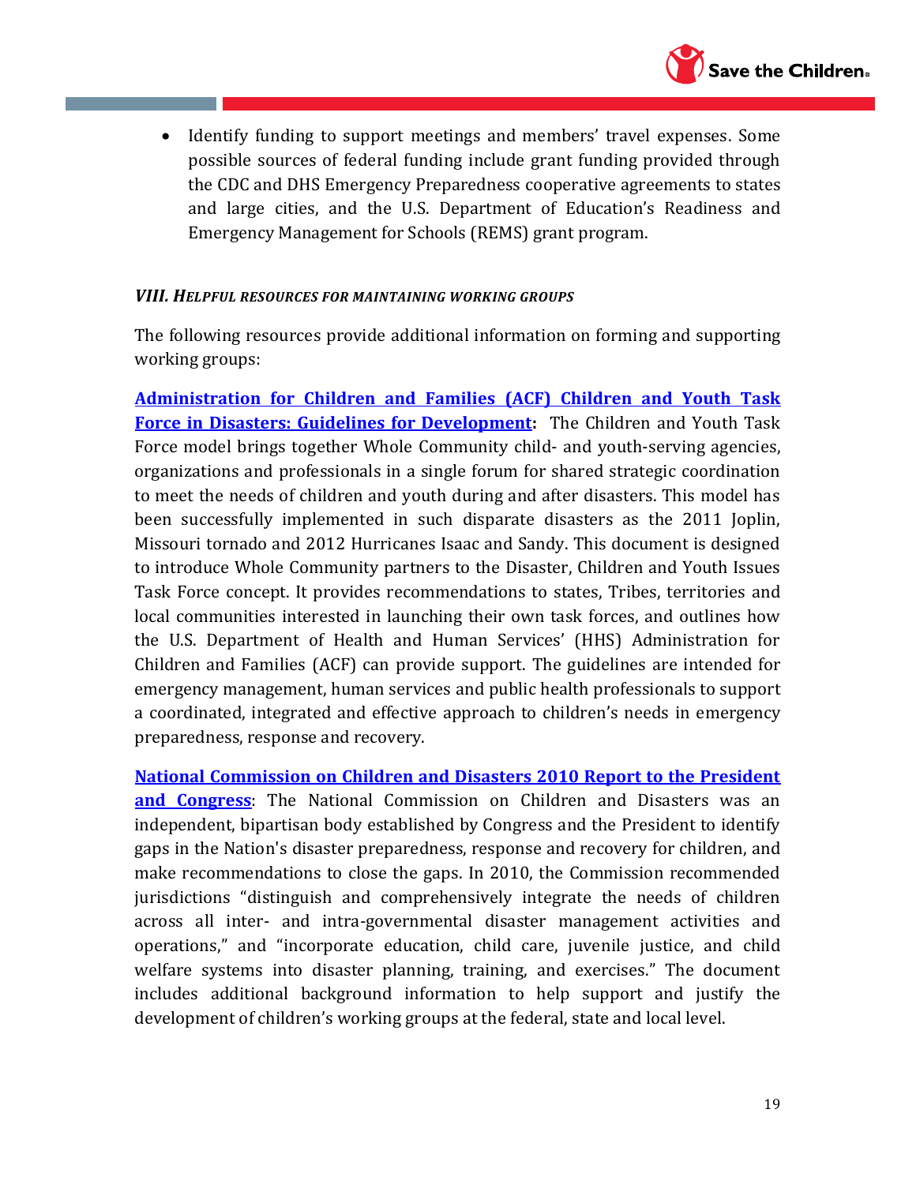- Identify funding to support meetings and members' travel expenses. Some possible sources of federal funding include grant funding provided through the CDC and DHS Emergency Preparedness cooperative agreements to states and large cities, and the U.S. Department of Education's Readiness and Emergency Management for Schools (REMS) grant program.

### *VIII. Helpful resources for maintaining working groups*

The following resources provide additional information on forming and supporting working groups:

**Administration for Children and Families (ACF) Children and Youth Task Force in Disasters: Guidelines for Development:** The Children and Youth Task Force model brings together Whole Community child- and youth-serving agencies, organizations and professionals in a single forum for shared strategic coordination to meet the needs of children and youth during and after disasters. This model has been successfully implemented in such disparate disasters as the 2011 Joplin, Missouri tornado and 2012 Hurricanes Isaac and Sandy. This document is designed to introduce Whole Community partners to the Disaster, Children and Youth Issues Task Force concept. It provides recommendations to states, Tribes, territories and local communities interested in launching their own task forces, and outlines how the U.S. Department of Health and Human Services' (HHS) Administration for Children and Families (ACF) can provide support. The guidelines are intended for emergency management, human services and public health professionals to support a coordinated, integrated and effective approach to children's needs in emergency preparedness, response and recovery.

**National Commission on Children and Disasters 2010 Report to the President and Congress**: The National Commission on Children and Disasters was an independent, bipartisan body established by Congress and the President to identify gaps in the Nation's disaster preparedness, response and recovery for children, and make recommendations to close the gaps. In 2010, the Commission recommended jurisdictions "distinguish and comprehensively integrate the needs of children across all inter- and intra-governmental disaster management activities and operations," and "incorporate education, child care, juvenile justice, and child welfare systems into disaster planning, training, and exercises." The document includes additional background information to help support and justify the development of children's working groups at the federal, state and local level.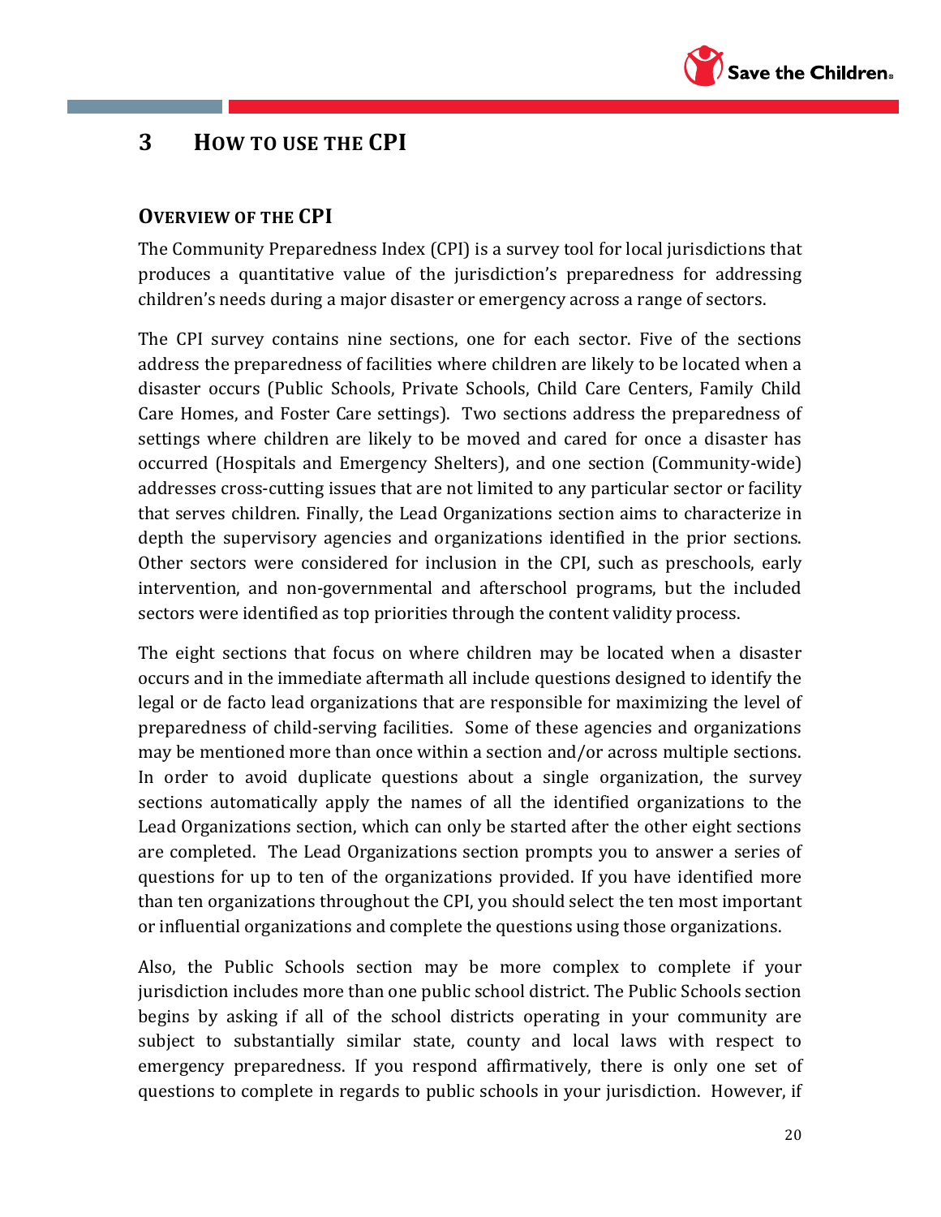# 3 How to use the CPI

## Overview of the CPI

The Community Preparedness Index (CPI) is a survey tool for local jurisdictions that produces a quantitative value of the jurisdiction's preparedness for addressing children's needs during a major disaster or emergency across a range of sectors.

The CPI survey contains nine sections, one for each sector. Five of the sections address the preparedness of facilities where children are likely to be located when a disaster occurs (Public Schools, Private Schools, Child Care Centers, Family Child Care Homes, and Foster Care settings). Two sections address the preparedness of settings where children are likely to be moved and cared for once a disaster has occurred (Hospitals and Emergency Shelters), and one section (Community-wide) addresses cross-cutting issues that are not limited to any particular sector or facility that serves children. Finally, the Lead Organizations section aims to characterize in depth the supervisory agencies and organizations identified in the prior sections. Other sectors were considered for inclusion in the CPI, such as preschools, early intervention, and non-governmental and afterschool programs, but the included sectors were identified as top priorities through the content validity process.

The eight sections that focus on where children may be located when a disaster occurs and in the immediate aftermath all include questions designed to identify the legal or de facto lead organizations that are responsible for maximizing the level of preparedness of child-serving facilities. Some of these agencies and organizations may be mentioned more than once within a section and/or across multiple sections. In order to avoid duplicate questions about a single organization, the survey sections automatically apply the names of all the identified organizations to the Lead Organizations section, which can only be started after the other eight sections are completed. The Lead Organizations section prompts you to answer a series of questions for up to ten of the organizations provided. If you have identified more than ten organizations throughout the CPI, you should select the ten most important or influential organizations and complete the questions using those organizations.

Also, the Public Schools section may be more complex to complete if your jurisdiction includes more than one public school district. The Public Schools section begins by asking if all of the school districts operating in your community are subject to substantially similar state, county and local laws with respect to emergency preparedness. If you respond affirmatively, there is only one set of questions to complete in regards to public schools in your jurisdiction. However, if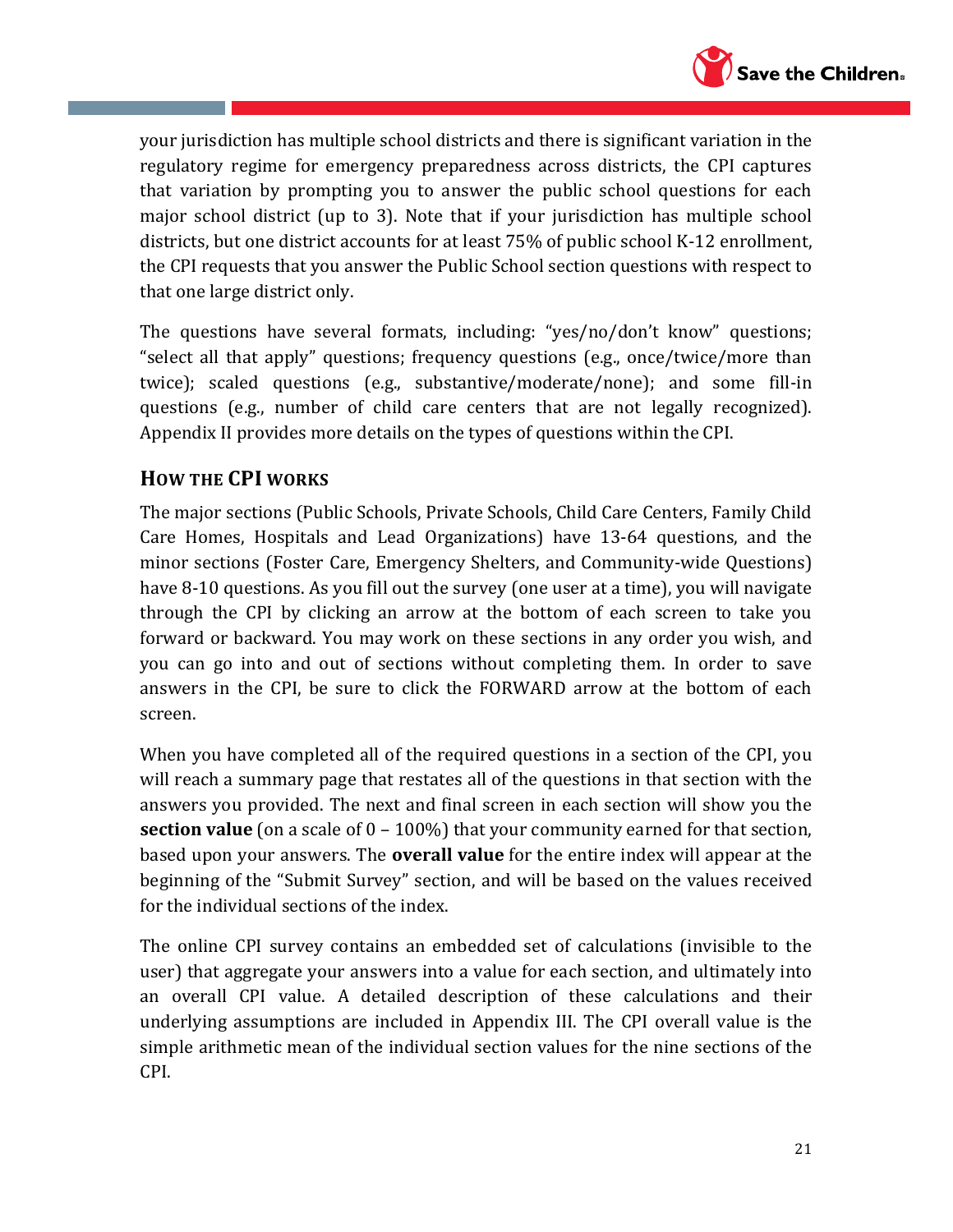your jurisdiction has multiple school districts and there is significant variation in the regulatory regime for emergency preparedness across districts, the CPI captures that variation by prompting you to answer the public school questions for each major school district (up to 3). Note that if your jurisdiction has multiple school districts, but one district accounts for at least 75% of public school K-12 enrollment, the CPI requests that you answer the Public School section questions with respect to that one large district only.

The questions have several formats, including: "yes/no/don't know" questions; "select all that apply" questions; frequency questions (e.g., once/twice/more than twice); scaled questions (e.g., substantive/moderate/none); and some fill-in questions (e.g., number of child care centers that are not legally recognized). Appendix II provides more details on the types of questions within the CPI.

### How the CPI works

The major sections (Public Schools, Private Schools, Child Care Centers, Family Child Care Homes, Hospitals and Lead Organizations) have 13-64 questions, and the minor sections (Foster Care, Emergency Shelters, and Community-wide Questions) have 8-10 questions. As you fill out the survey (one user at a time), you will navigate through the CPI by clicking an arrow at the bottom of each screen to take you forward or backward. You may work on these sections in any order you wish, and you can go into and out of sections without completing them. In order to save answers in the CPI, be sure to click the FORWARD arrow at the bottom of each screen.

When you have completed all of the required questions in a section of the CPI, you will reach a summary page that restates all of the questions in that section with the answers you provided. The next and final screen in each section will show you the **section value** (on a scale of 0 – 100%) that your community earned for that section, based upon your answers. The **overall value** for the entire index will appear at the beginning of the "Submit Survey" section, and will be based on the values received for the individual sections of the index.

The online CPI survey contains an embedded set of calculations (invisible to the user) that aggregate your answers into a value for each section, and ultimately into an overall CPI value. A detailed description of these calculations and their underlying assumptions are included in Appendix III. The CPI overall value is the simple arithmetic mean of the individual section values for the nine sections of the CPI.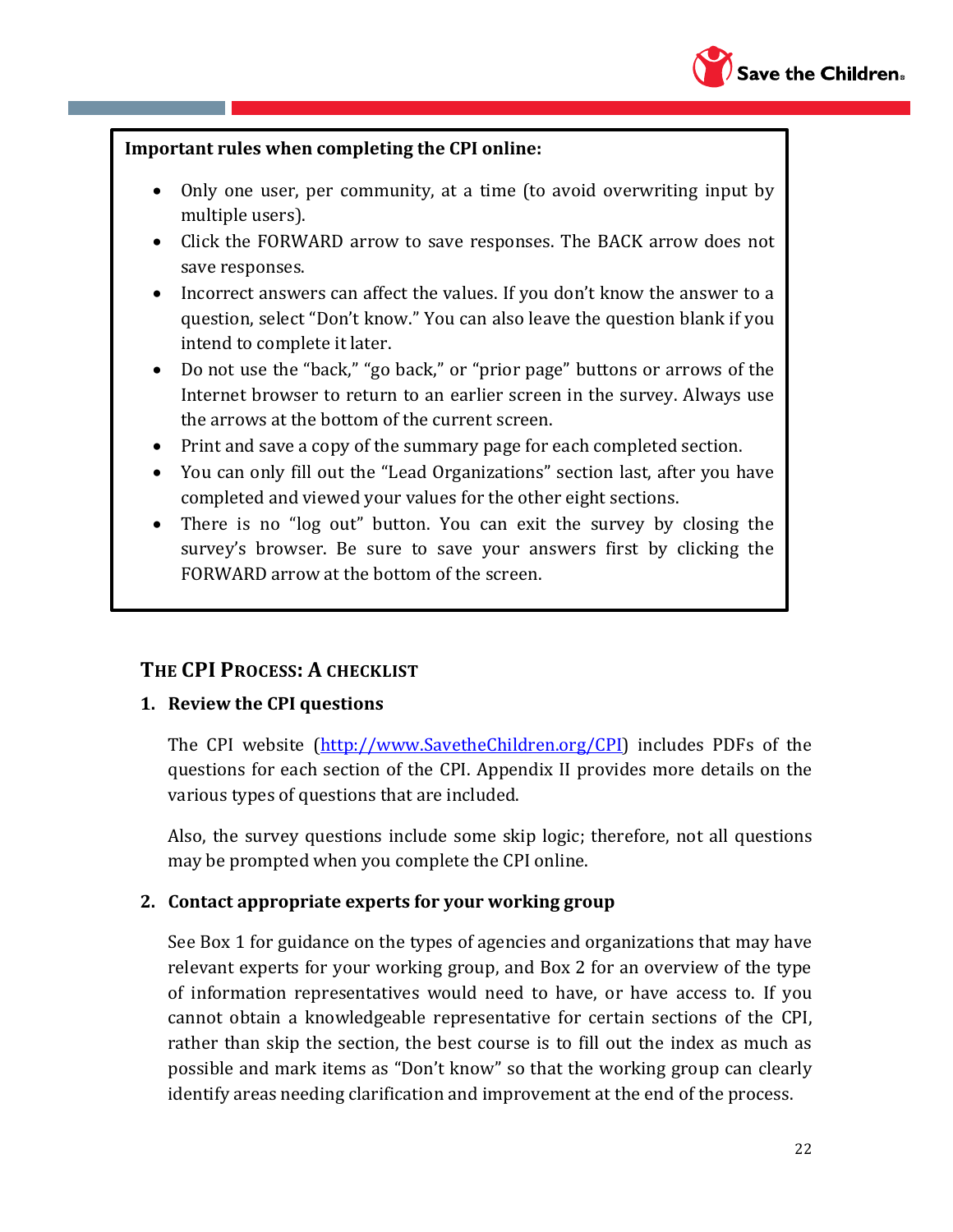**Important rules when completing the CPI online:**

- Only one user, per community, at a time (to avoid overwriting input by multiple users).
- Click the FORWARD arrow to save responses. The BACK arrow does not save responses.
- Incorrect answers can affect the values. If you don't know the answer to a question, select "Don't know." You can also leave the question blank if you intend to complete it later.
- Do not use the "back," "go back," or "prior page" buttons or arrows of the Internet browser to return to an earlier screen in the survey. Always use the arrows at the bottom of the current screen.
- Print and save a copy of the summary page for each completed section.
- You can only fill out the "Lead Organizations" section last, after you have completed and viewed your values for the other eight sections.
- There is no "log out" button. You can exit the survey by closing the survey's browser. Be sure to save your answers first by clicking the FORWARD arrow at the bottom of the screen.

## The CPI Process: A checklist

**1. Review the CPI questions**

The CPI website (http://www.SavetheChildren.org/CPI) includes PDFs of the questions for each section of the CPI. Appendix II provides more details on the various types of questions that are included.

Also, the survey questions include some skip logic; therefore, not all questions may be prompted when you complete the CPI online.

**2. Contact appropriate experts for your working group**

See Box 1 for guidance on the types of agencies and organizations that may have relevant experts for your working group, and Box 2 for an overview of the type of information representatives would need to have, or have access to. If you cannot obtain a knowledgeable representative for certain sections of the CPI, rather than skip the section, the best course is to fill out the index as much as possible and mark items as "Don't know" so that the working group can clearly identify areas needing clarification and improvement at the end of the process.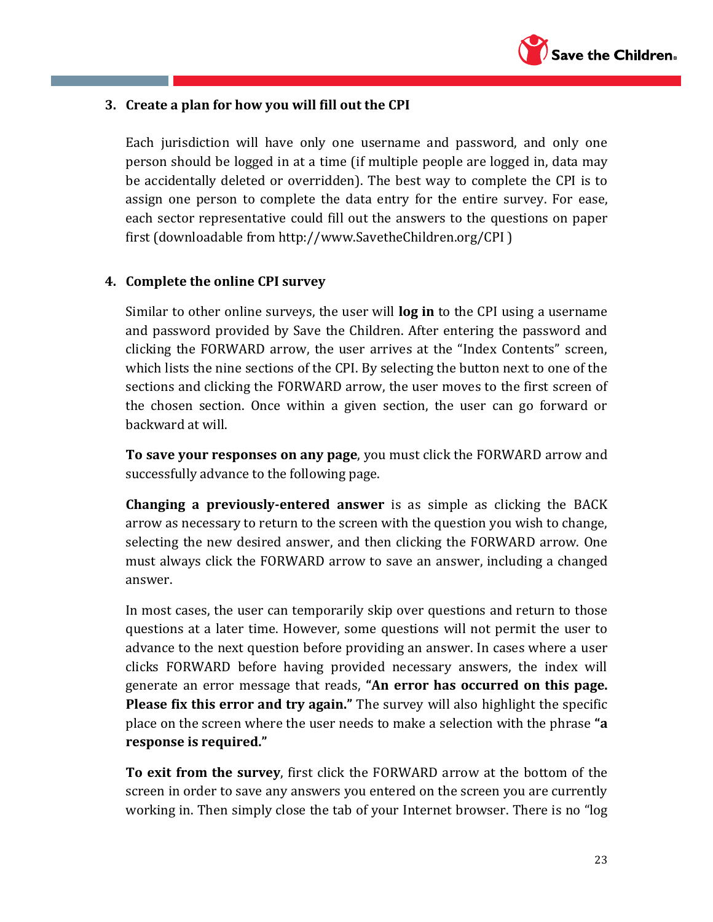3. **Create a plan for how you will fill out the CPI**

   Each jurisdiction will have only one username and password, and only one person should be logged in at a time (if multiple people are logged in, data may be accidentally deleted or overridden). The best way to complete the CPI is to assign one person to complete the data entry for the entire survey. For ease, each sector representative could fill out the answers to the questions on paper first (downloadable from http://www.SavetheChildren.org/CPI )

4. **Complete the online CPI survey**

   Similar to other online surveys, the user will **log in** to the CPI using a username and password provided by Save the Children. After entering the password and clicking the FORWARD arrow, the user arrives at the "Index Contents" screen, which lists the nine sections of the CPI. By selecting the button next to one of the sections and clicking the FORWARD arrow, the user moves to the first screen of the chosen section. Once within a given section, the user can go forward or backward at will.

   **To save your responses on any page**, you must click the FORWARD arrow and successfully advance to the following page.

   **Changing a previously-entered answer** is as simple as clicking the BACK arrow as necessary to return to the screen with the question you wish to change, selecting the new desired answer, and then clicking the FORWARD arrow. One must always click the FORWARD arrow to save an answer, including a changed answer.

   In most cases, the user can temporarily skip over questions and return to those questions at a later time. However, some questions will not permit the user to advance to the next question before providing an answer. In cases where a user clicks FORWARD before having provided necessary answers, the index will generate an error message that reads, **"An error has occurred on this page. Please fix this error and try again."** The survey will also highlight the specific place on the screen where the user needs to make a selection with the phrase **"a response is required."**

   **To exit from the survey**, first click the FORWARD arrow at the bottom of the screen in order to save any answers you entered on the screen you are currently working in. Then simply close the tab of your Internet browser. There is no "log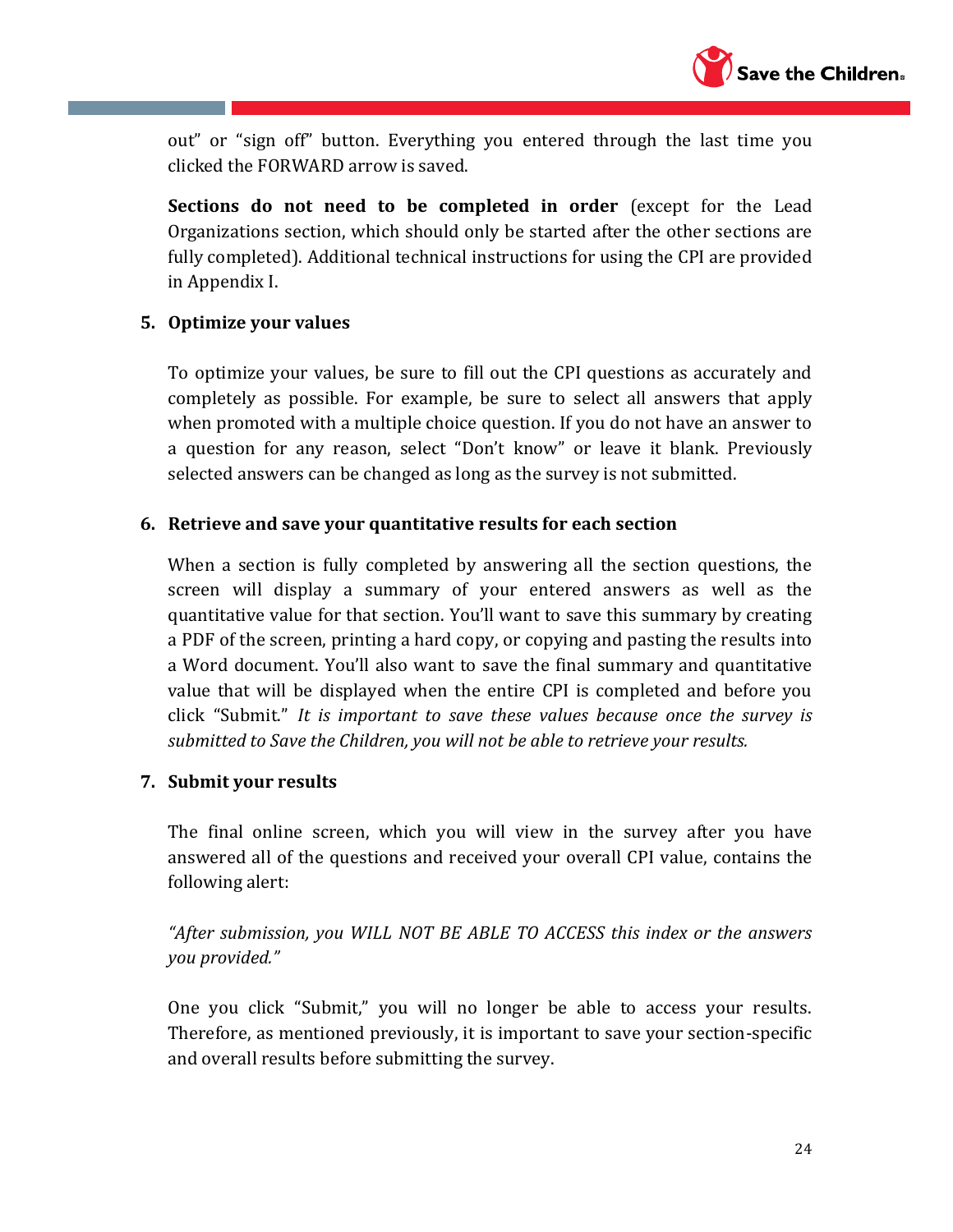out" or "sign off" button. Everything you entered through the last time you clicked the FORWARD arrow is saved.

**Sections do not need to be completed in order** (except for the Lead Organizations section, which should only be started after the other sections are fully completed). Additional technical instructions for using the CPI are provided in Appendix I.

5. **Optimize your values**

   To optimize your values, be sure to fill out the CPI questions as accurately and completely as possible. For example, be sure to select all answers that apply when promoted with a multiple choice question. If you do not have an answer to a question for any reason, select "Don't know" or leave it blank. Previously selected answers can be changed as long as the survey is not submitted.

6. **Retrieve and save your quantitative results for each section**

   When a section is fully completed by answering all the section questions, the screen will display a summary of your entered answers as well as the quantitative value for that section. You'll want to save this summary by creating a PDF of the screen, printing a hard copy, or copying and pasting the results into a Word document. You'll also want to save the final summary and quantitative value that will be displayed when the entire CPI is completed and before you click "Submit." *It is important to save these values because once the survey is submitted to Save the Children, you will not be able to retrieve your results.*

7. **Submit your results**

   The final online screen, which you will view in the survey after you have answered all of the questions and received your overall CPI value, contains the following alert:

   *"After submission, you WILL NOT BE ABLE TO ACCESS this index or the answers you provided."*

   One you click "Submit," you will no longer be able to access your results. Therefore, as mentioned previously, it is important to save your section-specific and overall results before submitting the survey.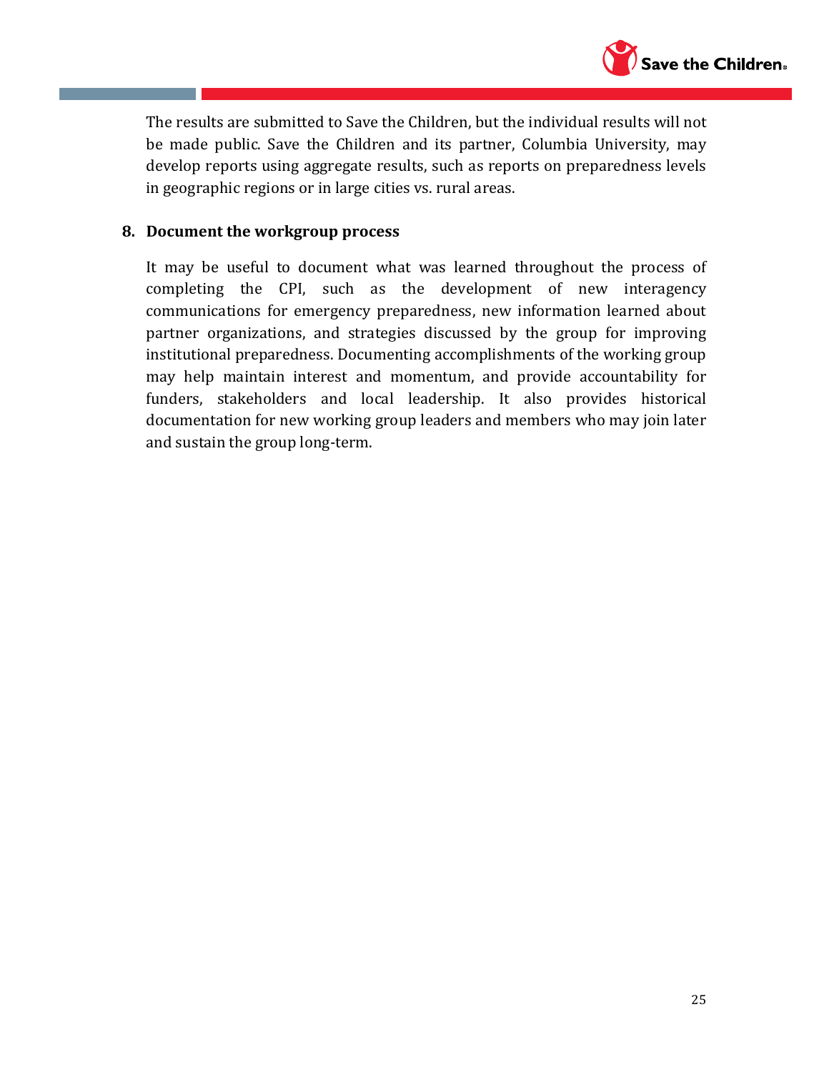The results are submitted to Save the Children, but the individual results will not be made public. Save the Children and its partner, Columbia University, may develop reports using aggregate results, such as reports on preparedness levels in geographic regions or in large cities vs. rural areas.

**8. Document the workgroup process**

It may be useful to document what was learned throughout the process of completing the CPI, such as the development of new interagency communications for emergency preparedness, new information learned about partner organizations, and strategies discussed by the group for improving institutional preparedness. Documenting accomplishments of the working group may help maintain interest and momentum, and provide accountability for funders, stakeholders and local leadership. It also provides historical documentation for new working group leaders and members who may join later and sustain the group long-term.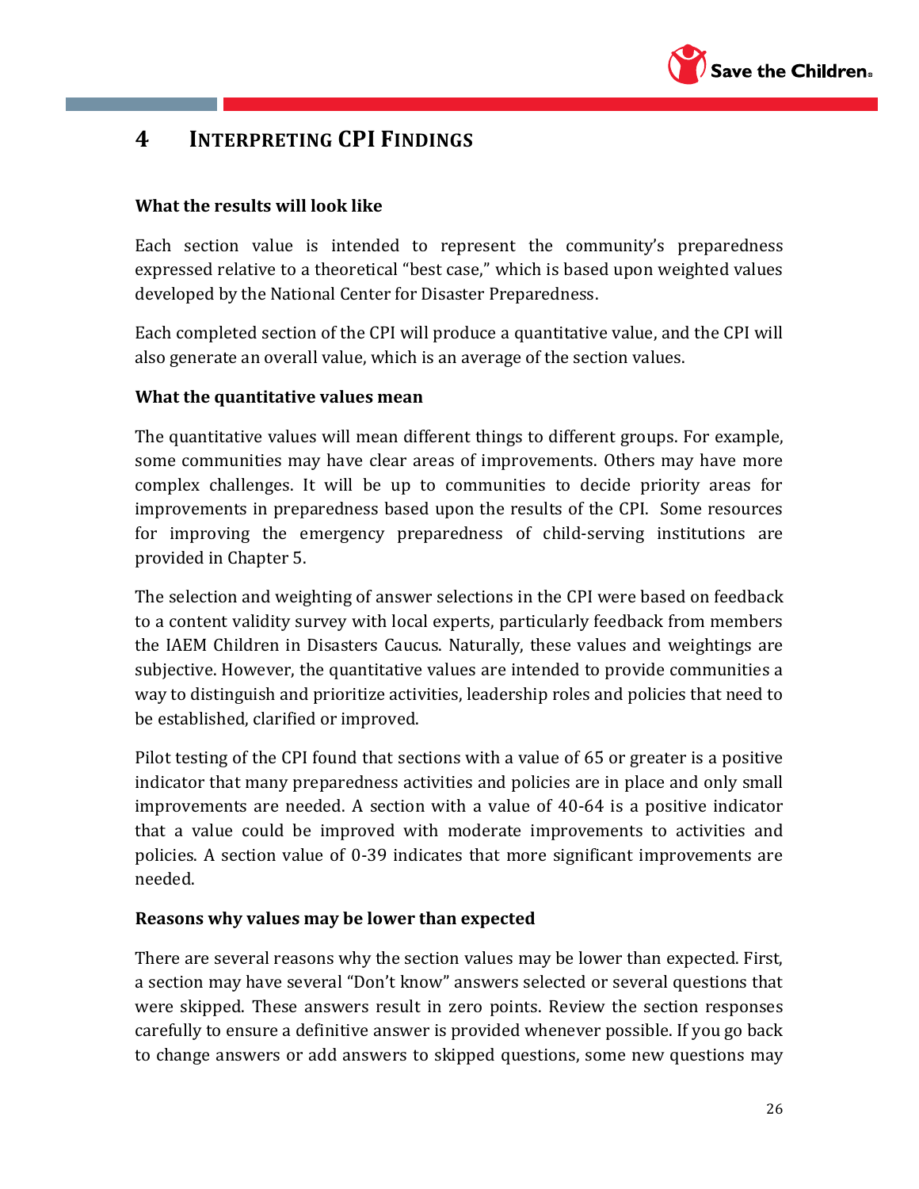# 4 INTERPRETING CPI FINDINGS

**What the results will look like**

Each section value is intended to represent the community's preparedness expressed relative to a theoretical "best case," which is based upon weighted values developed by the National Center for Disaster Preparedness.

Each completed section of the CPI will produce a quantitative value, and the CPI will also generate an overall value, which is an average of the section values.

**What the quantitative values mean**

The quantitative values will mean different things to different groups. For example, some communities may have clear areas of improvements. Others may have more complex challenges. It will be up to communities to decide priority areas for improvements in preparedness based upon the results of the CPI. Some resources for improving the emergency preparedness of child-serving institutions are provided in Chapter 5.

The selection and weighting of answer selections in the CPI were based on feedback to a content validity survey with local experts, particularly feedback from members the IAEM Children in Disasters Caucus. Naturally, these values and weightings are subjective. However, the quantitative values are intended to provide communities a way to distinguish and prioritize activities, leadership roles and policies that need to be established, clarified or improved.

Pilot testing of the CPI found that sections with a value of 65 or greater is a positive indicator that many preparedness activities and policies are in place and only small improvements are needed. A section with a value of 40-64 is a positive indicator that a value could be improved with moderate improvements to activities and policies. A section value of 0-39 indicates that more significant improvements are needed.

**Reasons why values may be lower than expected**

There are several reasons why the section values may be lower than expected. First, a section may have several "Don't know" answers selected or several questions that were skipped. These answers result in zero points. Review the section responses carefully to ensure a definitive answer is provided whenever possible. If you go back to change answers or add answers to skipped questions, some new questions may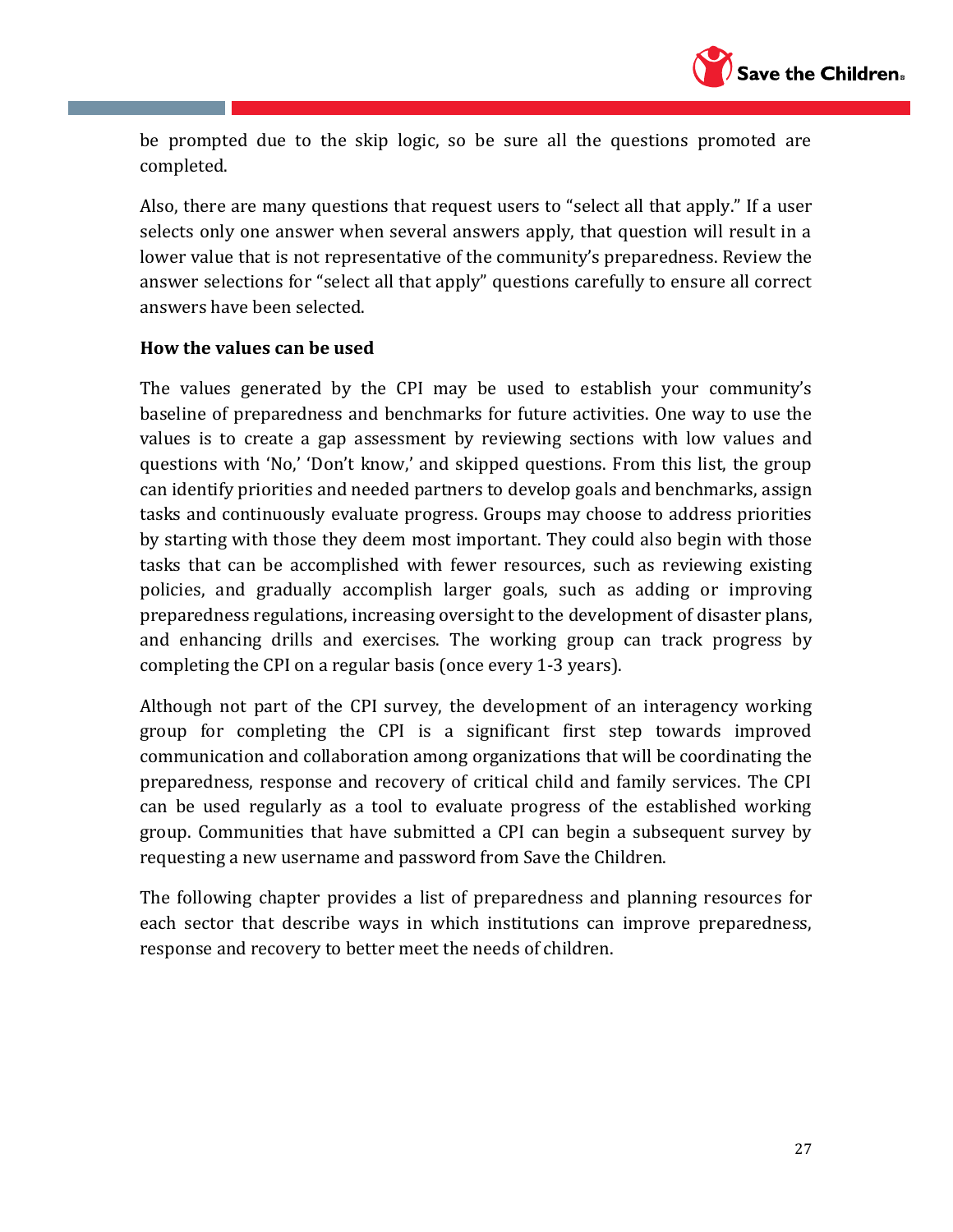be prompted due to the skip logic, so be sure all the questions promoted are completed.

Also, there are many questions that request users to “select all that apply.” If a user selects only one answer when several answers apply, that question will result in a lower value that is not representative of the community’s preparedness. Review the answer selections for “select all that apply” questions carefully to ensure all correct answers have been selected.

**How the values can be used**

The values generated by the CPI may be used to establish your community’s baseline of preparedness and benchmarks for future activities. One way to use the values is to create a gap assessment by reviewing sections with low values and questions with ‘No,’ ‘Don’t know,’ and skipped questions. From this list, the group can identify priorities and needed partners to develop goals and benchmarks, assign tasks and continuously evaluate progress. Groups may choose to address priorities by starting with those they deem most important. They could also begin with those tasks that can be accomplished with fewer resources, such as reviewing existing policies, and gradually accomplish larger goals, such as adding or improving preparedness regulations, increasing oversight to the development of disaster plans, and enhancing drills and exercises. The working group can track progress by completing the CPI on a regular basis (once every 1-3 years).

Although not part of the CPI survey, the development of an interagency working group for completing the CPI is a significant first step towards improved communication and collaboration among organizations that will be coordinating the preparedness, response and recovery of critical child and family services. The CPI can be used regularly as a tool to evaluate progress of the established working group. Communities that have submitted a CPI can begin a subsequent survey by requesting a new username and password from Save the Children.

The following chapter provides a list of preparedness and planning resources for each sector that describe ways in which institutions can improve preparedness, response and recovery to better meet the needs of children.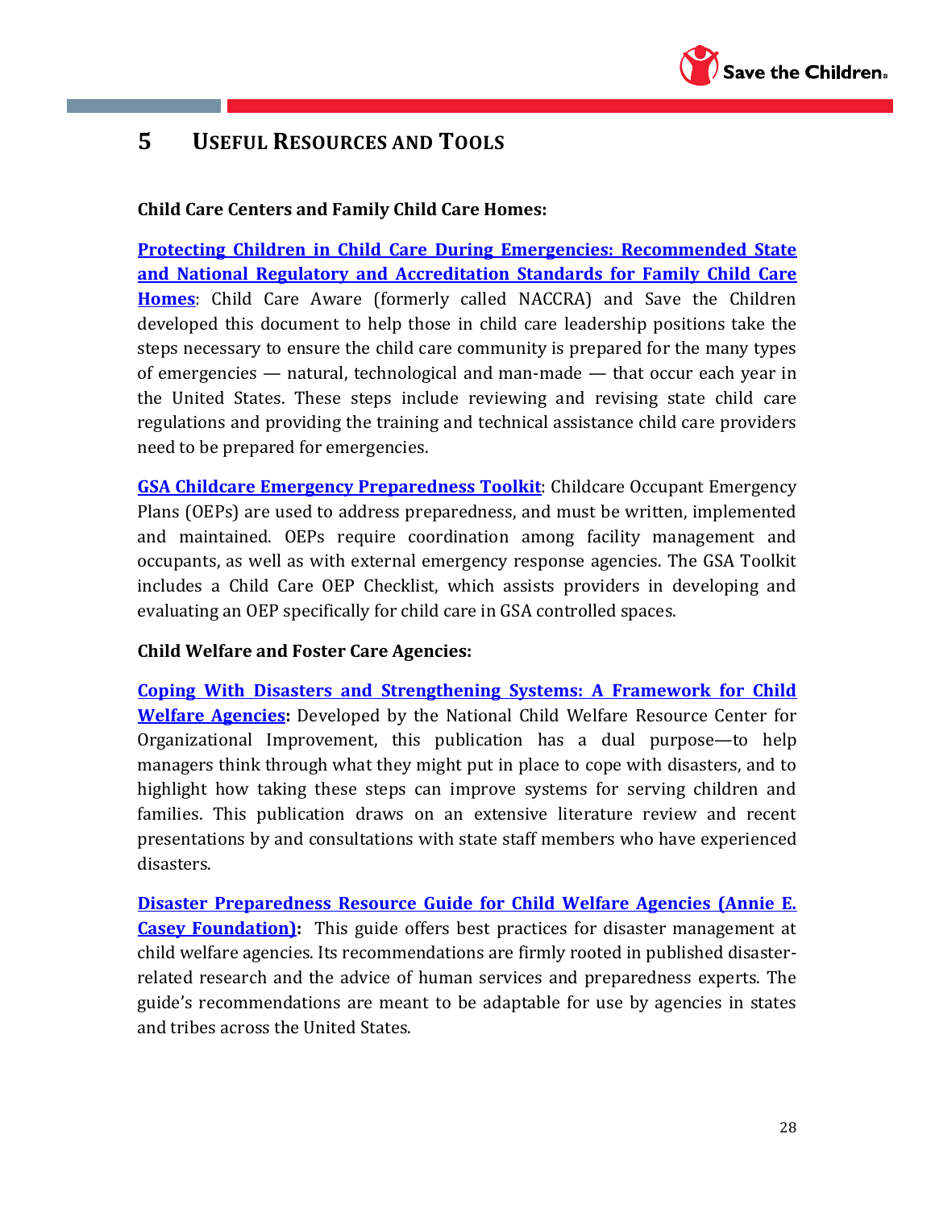# 5 USEFUL RESOURCES AND TOOLS

**Child Care Centers and Family Child Care Homes:**

**Protecting Children in Child Care During Emergencies: Recommended State and National Regulatory and Accreditation Standards for Family Child Care Homes**: Child Care Aware (formerly called NACCRA) and Save the Children developed this document to help those in child care leadership positions take the steps necessary to ensure the child care community is prepared for the many types of emergencies — natural, technological and man-made — that occur each year in the United States. These steps include reviewing and revising state child care regulations and providing the training and technical assistance child care providers need to be prepared for emergencies.

**GSA Childcare Emergency Preparedness Toolkit**: Childcare Occupant Emergency Plans (OEPs) are used to address preparedness, and must be written, implemented and maintained. OEPs require coordination among facility management and occupants, as well as with external emergency response agencies. The GSA Toolkit includes a Child Care OEP Checklist, which assists providers in developing and evaluating an OEP specifically for child care in GSA controlled spaces.

**Child Welfare and Foster Care Agencies:**

**Coping With Disasters and Strengthening Systems: A Framework for Child Welfare Agencies:** Developed by the National Child Welfare Resource Center for Organizational Improvement, this publication has a dual purpose—to help managers think through what they might put in place to cope with disasters, and to highlight how taking these steps can improve systems for serving children and families. This publication draws on an extensive literature review and recent presentations by and consultations with state staff members who have experienced disasters.

**Disaster Preparedness Resource Guide for Child Welfare Agencies (Annie E. Casey Foundation):** This guide offers best practices for disaster management at child welfare agencies. Its recommendations are firmly rooted in published disaster-related research and the advice of human services and preparedness experts. The guide's recommendations are meant to be adaptable for use by agencies in states and tribes across the United States.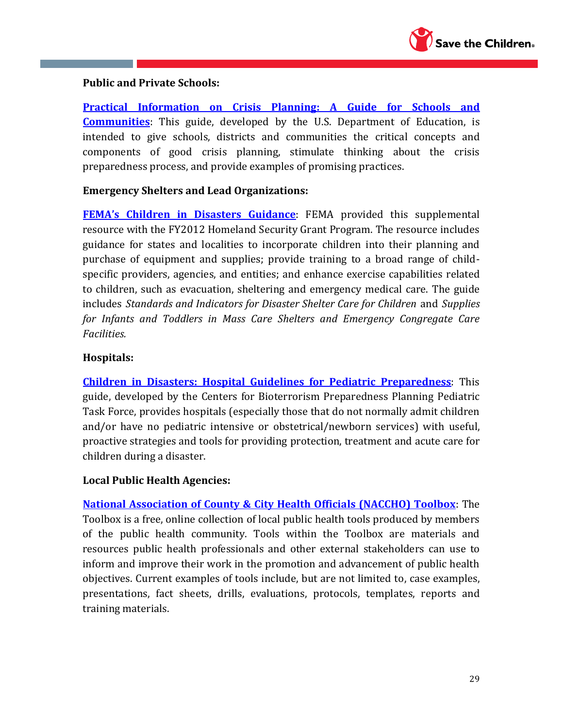**Public and Private Schools:**

**Practical Information on Crisis Planning: A Guide for Schools and Communities**: This guide, developed by the U.S. Department of Education, is intended to give schools, districts and communities the critical concepts and components of good crisis planning, stimulate thinking about the crisis preparedness process, and provide examples of promising practices.

**Emergency Shelters and Lead Organizations:**

**FEMA's Children in Disasters Guidance**: FEMA provided this supplemental resource with the FY2012 Homeland Security Grant Program. The resource includes guidance for states and localities to incorporate children into their planning and purchase of equipment and supplies; provide training to a broad range of child-specific providers, agencies, and entities; and enhance exercise capabilities related to children, such as evacuation, sheltering and emergency medical care. The guide includes *Standards and Indicators for Disaster Shelter Care for Children* and *Supplies for Infants and Toddlers in Mass Care Shelters and Emergency Congregate Care Facilities.*

**Hospitals:**

**Children in Disasters: Hospital Guidelines for Pediatric Preparedness**: This guide, developed by the Centers for Bioterrorism Preparedness Planning Pediatric Task Force, provides hospitals (especially those that do not normally admit children and/or have no pediatric intensive or obstetrical/newborn services) with useful, proactive strategies and tools for providing protection, treatment and acute care for children during a disaster.

**Local Public Health Agencies:**

**National Association of County & City Health Officials (NACCHO) Toolbox**: The Toolbox is a free, online collection of local public health tools produced by members of the public health community. Tools within the Toolbox are materials and resources public health professionals and other external stakeholders can use to inform and improve their work in the promotion and advancement of public health objectives. Current examples of tools include, but are not limited to, case examples, presentations, fact sheets, drills, evaluations, protocols, templates, reports and training materials.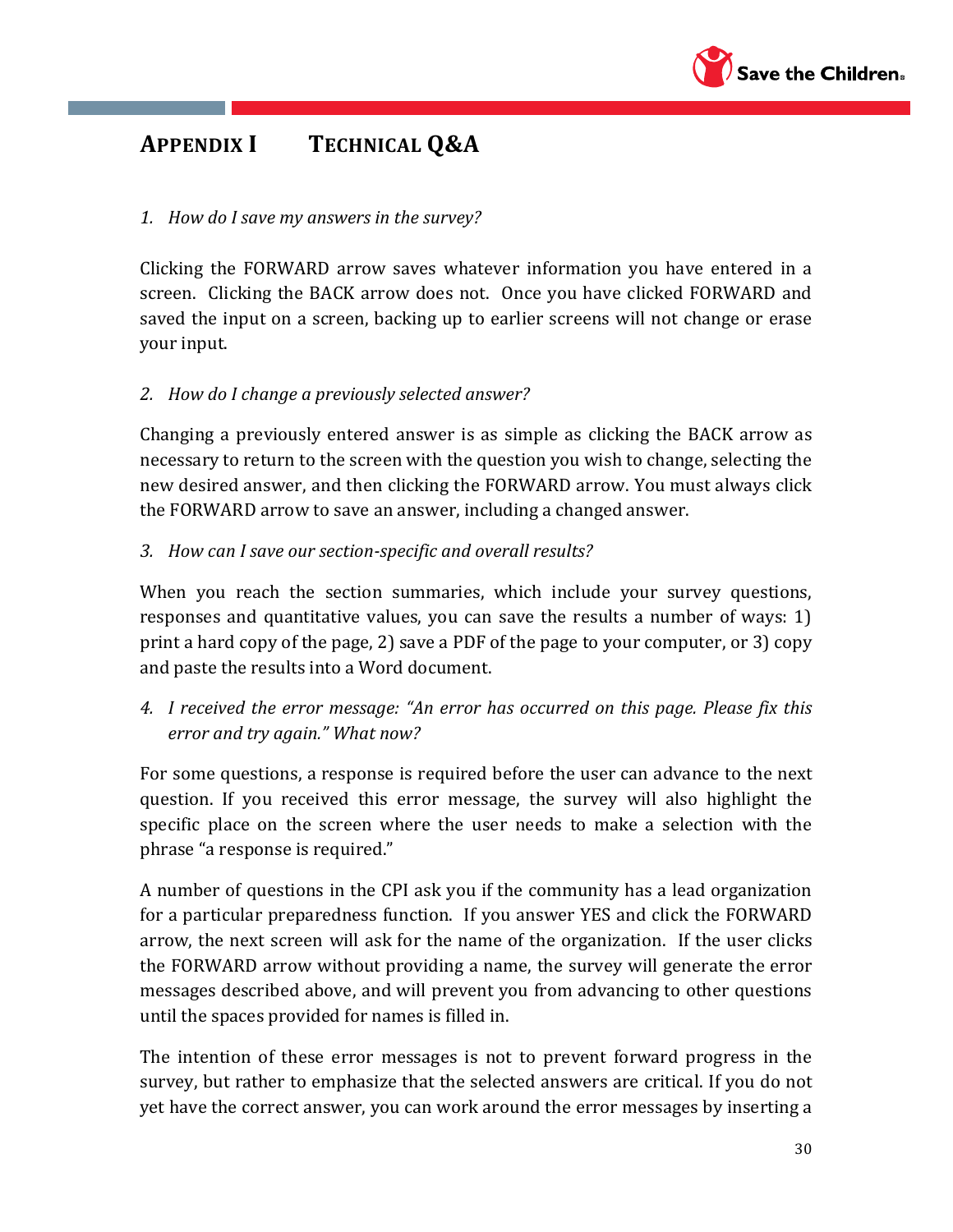# APPENDIX I TECHNICAL Q&A

1. *How do I save my answers in the survey?*

Clicking the FORWARD arrow saves whatever information you have entered in a screen. Clicking the BACK arrow does not. Once you have clicked FORWARD and saved the input on a screen, backing up to earlier screens will not change or erase your input.

2. *How do I change a previously selected answer?*

Changing a previously entered answer is as simple as clicking the BACK arrow as necessary to return to the screen with the question you wish to change, selecting the new desired answer, and then clicking the FORWARD arrow. You must always click the FORWARD arrow to save an answer, including a changed answer.

3. *How can I save our section-specific and overall results?*

When you reach the section summaries, which include your survey questions, responses and quantitative values, you can save the results a number of ways: 1) print a hard copy of the page, 2) save a PDF of the page to your computer, or 3) copy and paste the results into a Word document.

4. *I received the error message: "An error has occurred on this page. Please fix this error and try again." What now?*

For some questions, a response is required before the user can advance to the next question. If you received this error message, the survey will also highlight the specific place on the screen where the user needs to make a selection with the phrase "a response is required."

A number of questions in the CPI ask you if the community has a lead organization for a particular preparedness function. If you answer YES and click the FORWARD arrow, the next screen will ask for the name of the organization. If the user clicks the FORWARD arrow without providing a name, the survey will generate the error messages described above, and will prevent you from advancing to other questions until the spaces provided for names is filled in.

The intention of these error messages is not to prevent forward progress in the survey, but rather to emphasize that the selected answers are critical. If you do not yet have the correct answer, you can work around the error messages by inserting a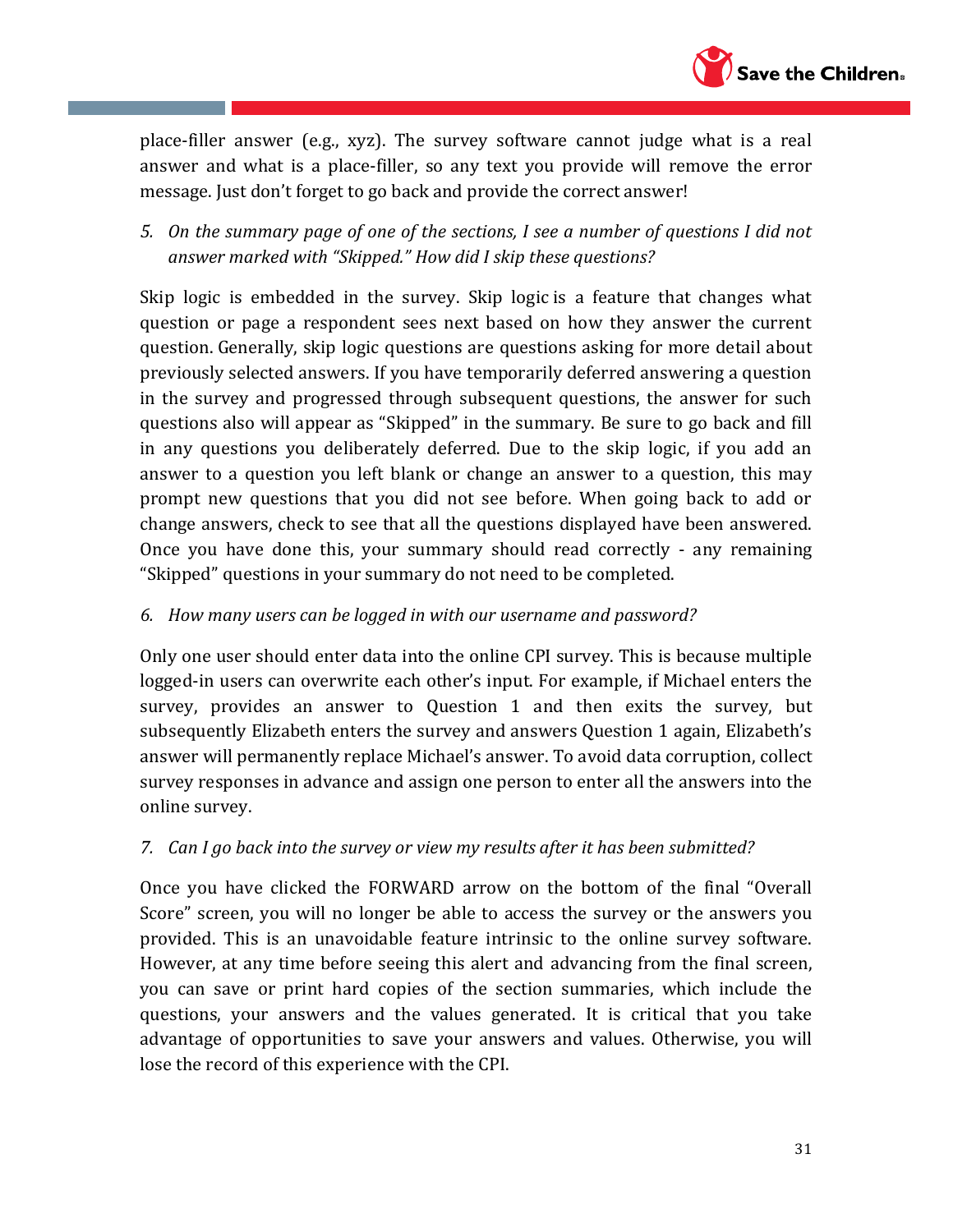place-filler answer (e.g., xyz). The survey software cannot judge what is a real answer and what is a place-filler, so any text you provide will remove the error message. Just don't forget to go back and provide the correct answer!

5. *On the summary page of one of the sections, I see a number of questions I did not answer marked with "Skipped." How did I skip these questions?*

Skip logic is embedded in the survey. Skip logic is a feature that changes what question or page a respondent sees next based on how they answer the current question. Generally, skip logic questions are questions asking for more detail about previously selected answers. If you have temporarily deferred answering a question in the survey and progressed through subsequent questions, the answer for such questions also will appear as "Skipped" in the summary. Be sure to go back and fill in any questions you deliberately deferred. Due to the skip logic, if you add an answer to a question you left blank or change an answer to a question, this may prompt new questions that you did not see before. When going back to add or change answers, check to see that all the questions displayed have been answered. Once you have done this, your summary should read correctly - any remaining "Skipped" questions in your summary do not need to be completed.

6. *How many users can be logged in with our username and password?*

Only one user should enter data into the online CPI survey. This is because multiple logged-in users can overwrite each other's input. For example, if Michael enters the survey, provides an answer to Question 1 and then exits the survey, but subsequently Elizabeth enters the survey and answers Question 1 again, Elizabeth's answer will permanently replace Michael's answer. To avoid data corruption, collect survey responses in advance and assign one person to enter all the answers into the online survey.

7. *Can I go back into the survey or view my results after it has been submitted?*

Once you have clicked the FORWARD arrow on the bottom of the final "Overall Score" screen, you will no longer be able to access the survey or the answers you provided. This is an unavoidable feature intrinsic to the online survey software. However, at any time before seeing this alert and advancing from the final screen, you can save or print hard copies of the section summaries, which include the questions, your answers and the values generated. It is critical that you take advantage of opportunities to save your answers and values. Otherwise, you will lose the record of this experience with the CPI.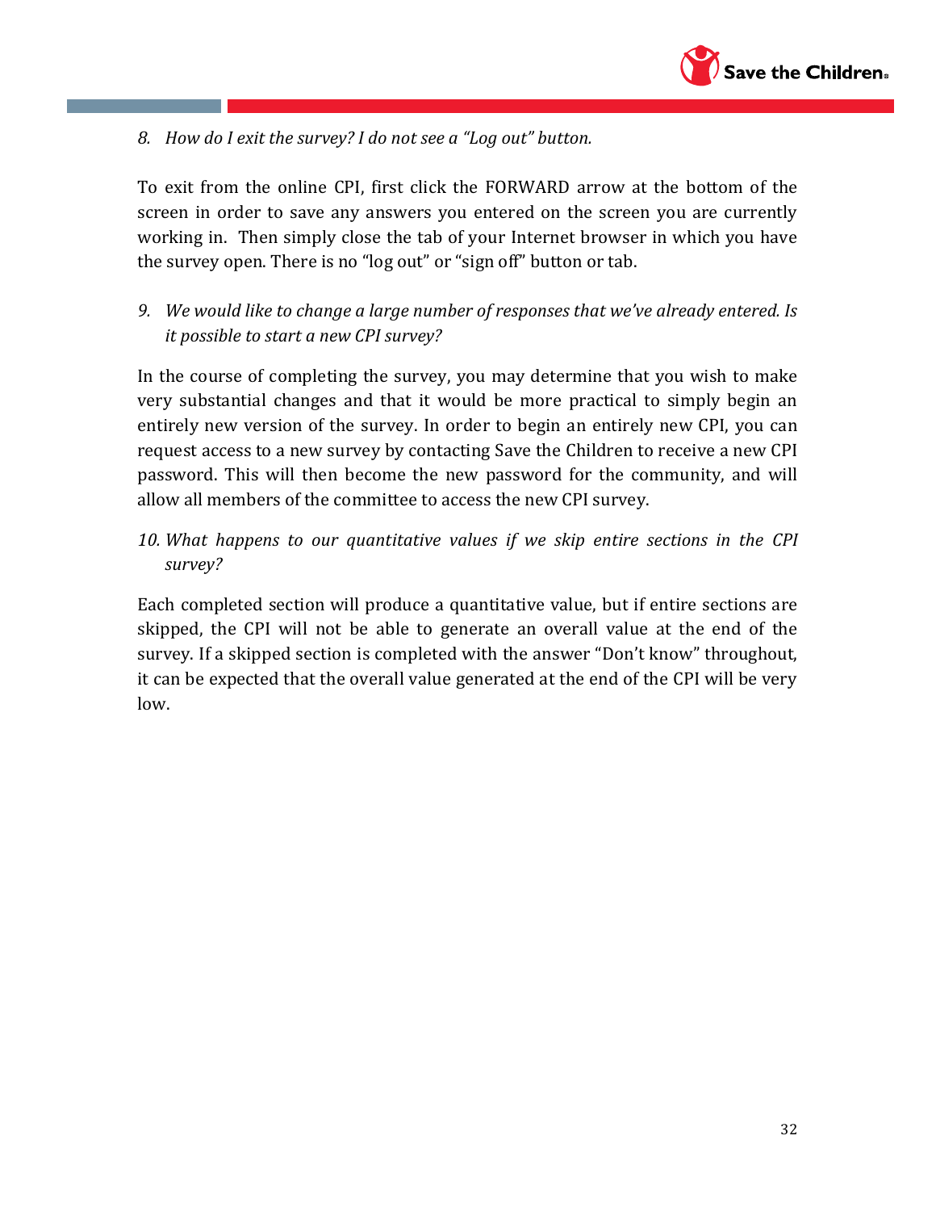*8. How do I exit the survey? I do not see a "Log out" button.*

To exit from the online CPI, first click the FORWARD arrow at the bottom of the screen in order to save any answers you entered on the screen you are currently working in. Then simply close the tab of your Internet browser in which you have the survey open. There is no "log out" or "sign off" button or tab.

*9. We would like to change a large number of responses that we've already entered. Is it possible to start a new CPI survey?*

In the course of completing the survey, you may determine that you wish to make very substantial changes and that it would be more practical to simply begin an entirely new version of the survey. In order to begin an entirely new CPI, you can request access to a new survey by contacting Save the Children to receive a new CPI password. This will then become the new password for the community, and will allow all members of the committee to access the new CPI survey.

*10. What happens to our quantitative values if we skip entire sections in the CPI survey?*

Each completed section will produce a quantitative value, but if entire sections are skipped, the CPI will not be able to generate an overall value at the end of the survey. If a skipped section is completed with the answer "Don't know" throughout, it can be expected that the overall value generated at the end of the CPI will be very low.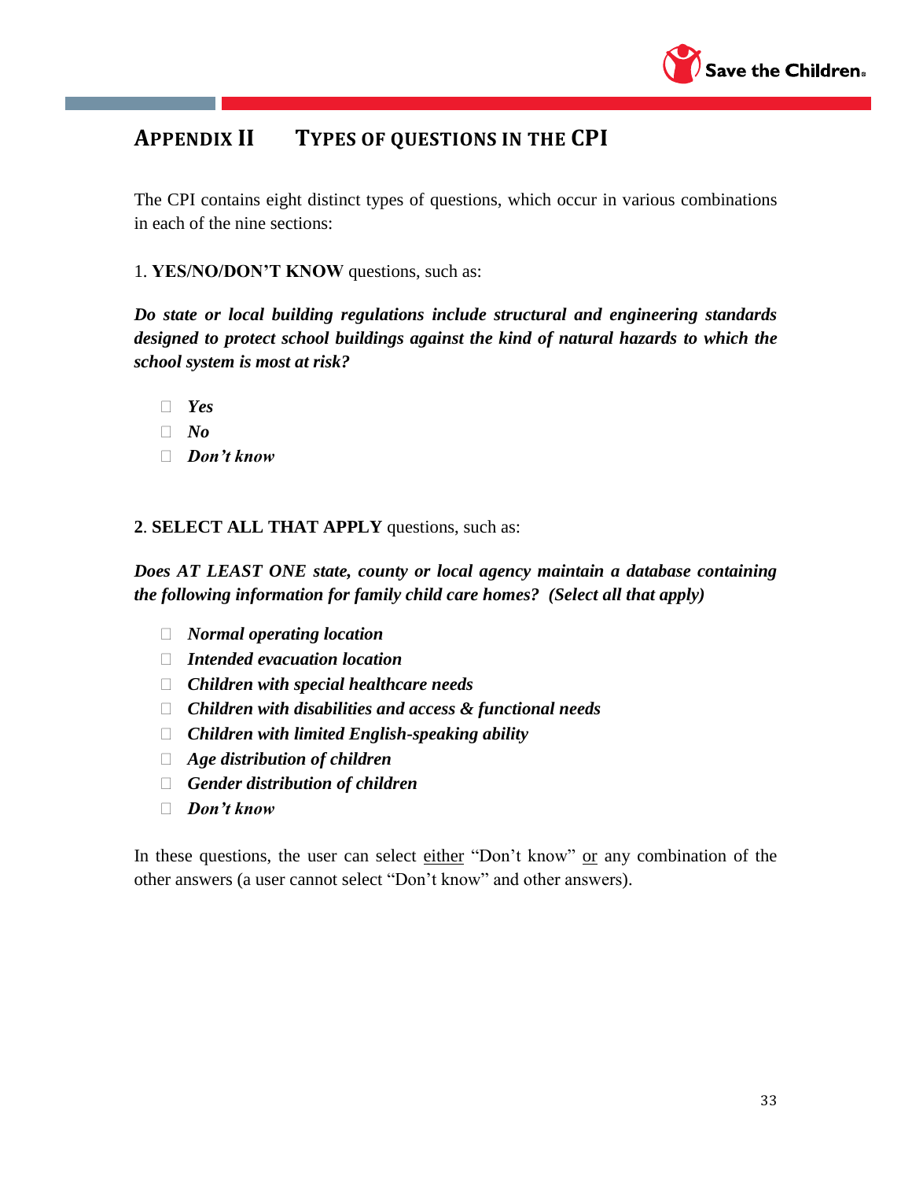# APPENDIX II TYPES OF QUESTIONS IN THE CPI

The CPI contains eight distinct types of questions, which occur in various combinations in each of the nine sections:

1. **YES/NO/DON'T KNOW** questions, such as:

***Do state or local building regulations include structural and engineering standards designed to protect school buildings against the kind of natural hazards to which the school system is most at risk?***

- ☐ ***Yes***
- ☐ ***No***
- ☐ ***Don't know***

**2**. **SELECT ALL THAT APPLY** questions, such as:

***Does AT LEAST ONE state, county or local agency maintain a database containing the following information for family child care homes? (Select all that apply)***

- ☐ ***Normal operating location***
- ☐ ***Intended evacuation location***
- ☐ ***Children with special healthcare needs***
- ☐ ***Children with disabilities and access & functional needs***
- ☐ ***Children with limited English-speaking ability***
- ☐ ***Age distribution of children***
- ☐ ***Gender distribution of children***
- ☐ ***Don't know***

In these questions, the user can select <u>either</u> "Don't know" <u>or</u> any combination of the other answers (a user cannot select "Don't know" and other answers).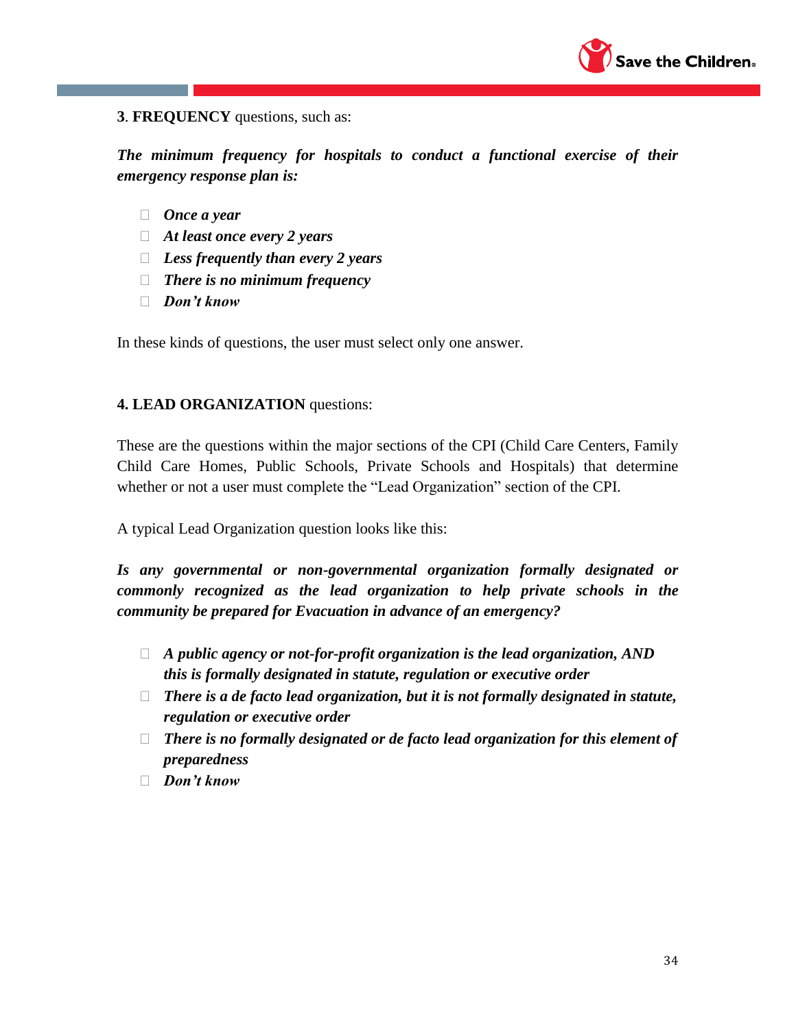**3**. **FREQUENCY** questions, such as:

***The minimum frequency for hospitals to conduct a functional exercise of their emergency response plan is:***

- ☐ ***Once a year***
- ☐ ***At least once every 2 years***
- ☐ ***Less frequently than every 2 years***
- ☐ ***There is no minimum frequency***
- ☐ ***Don't know***

In these kinds of questions, the user must select only one answer.

**4. LEAD ORGANIZATION** questions:

These are the questions within the major sections of the CPI (Child Care Centers, Family Child Care Homes, Public Schools, Private Schools and Hospitals) that determine whether or not a user must complete the "Lead Organization" section of the CPI.

A typical Lead Organization question looks like this:

***Is any governmental or non-governmental organization formally designated or commonly recognized as the lead organization to help private schools in the community be prepared for Evacuation in advance of an emergency?***

- ☐ ***A public agency or not-for-profit organization is the lead organization, AND this is formally designated in statute, regulation or executive order***
- ☐ ***There is a de facto lead organization, but it is not formally designated in statute, regulation or executive order***
- ☐ ***There is no formally designated or de facto lead organization for this element of preparedness***
- ☐ ***Don't know***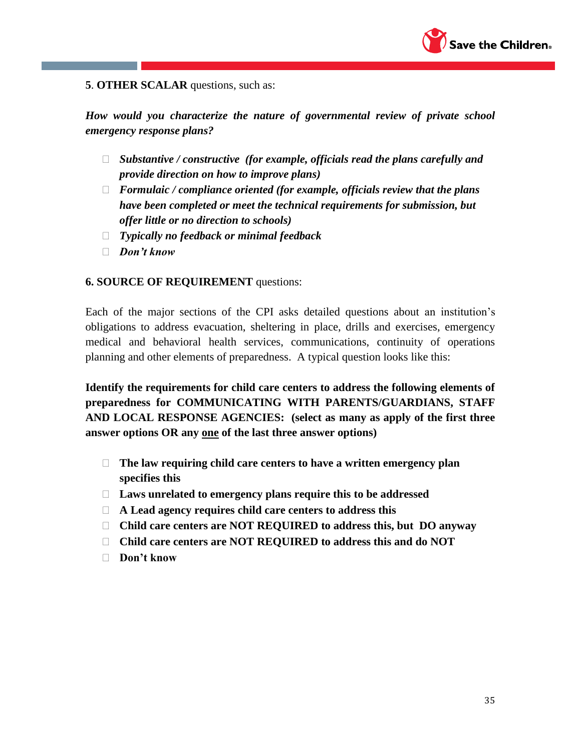**5**. **OTHER SCALAR** questions, such as:

***How would you characterize the nature of governmental review of private school emergency response plans?***

- ***Substantive / constructive (for example, officials read the plans carefully and provide direction on how to improve plans)***
- ***Formulaic / compliance oriented (for example, officials review that the plans have been completed or meet the technical requirements for submission, but offer little or no direction to schools)***
- ***Typically no feedback or minimal feedback***
- ***Don't know***

**6. SOURCE OF REQUIREMENT** questions:

Each of the major sections of the CPI asks detailed questions about an institution's obligations to address evacuation, sheltering in place, drills and exercises, emergency medical and behavioral health services, communications, continuity of operations planning and other elements of preparedness. A typical question looks like this:

**Identify the requirements for child care centers to address the following elements of preparedness for COMMUNICATING WITH PARENTS/GUARDIANS, STAFF AND LOCAL RESPONSE AGENCIES: (select as many as apply of the first three answer options OR any <u>one</u> of the last three answer options)**

- **The law requiring child care centers to have a written emergency plan specifies this**
- **Laws unrelated to emergency plans require this to be addressed**
- **A Lead agency requires child care centers to address this**
- **Child care centers are NOT REQUIRED to address this, but DO anyway**
- **Child care centers are NOT REQUIRED to address this and do NOT**
- **Don't know**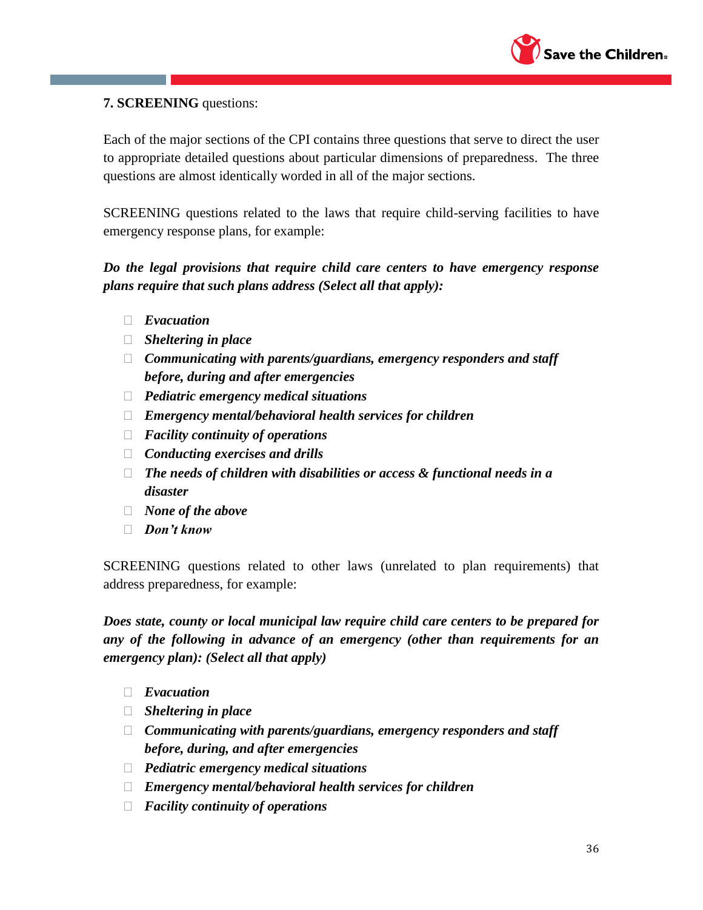**7. SCREENING** questions:

Each of the major sections of the CPI contains three questions that serve to direct the user to appropriate detailed questions about particular dimensions of preparedness. The three questions are almost identically worded in all of the major sections.

SCREENING questions related to the laws that require child-serving facilities to have emergency response plans, for example:

***Do the legal provisions that require child care centers to have emergency response plans require that such plans address (Select all that apply):***

- ☐ ***Evacuation***
- ☐ ***Sheltering in place***
- ☐ ***Communicating with parents/guardians, emergency responders and staff before, during and after emergencies***
- ☐ ***Pediatric emergency medical situations***
- ☐ ***Emergency mental/behavioral health services for children***
- ☐ ***Facility continuity of operations***
- ☐ ***Conducting exercises and drills***
- ☐ ***The needs of children with disabilities or access & functional needs in a disaster***
- ☐ ***None of the above***
- ☐ ***Don't know***

SCREENING questions related to other laws (unrelated to plan requirements) that address preparedness, for example:

***Does state, county or local municipal law require child care centers to be prepared for any of the following in advance of an emergency (other than requirements for an emergency plan): (Select all that apply)***

- ☐ ***Evacuation***
- ☐ ***Sheltering in place***
- ☐ ***Communicating with parents/guardians, emergency responders and staff before, during, and after emergencies***
- ☐ ***Pediatric emergency medical situations***
- ☐ ***Emergency mental/behavioral health services for children***
- ☐ ***Facility continuity of operations***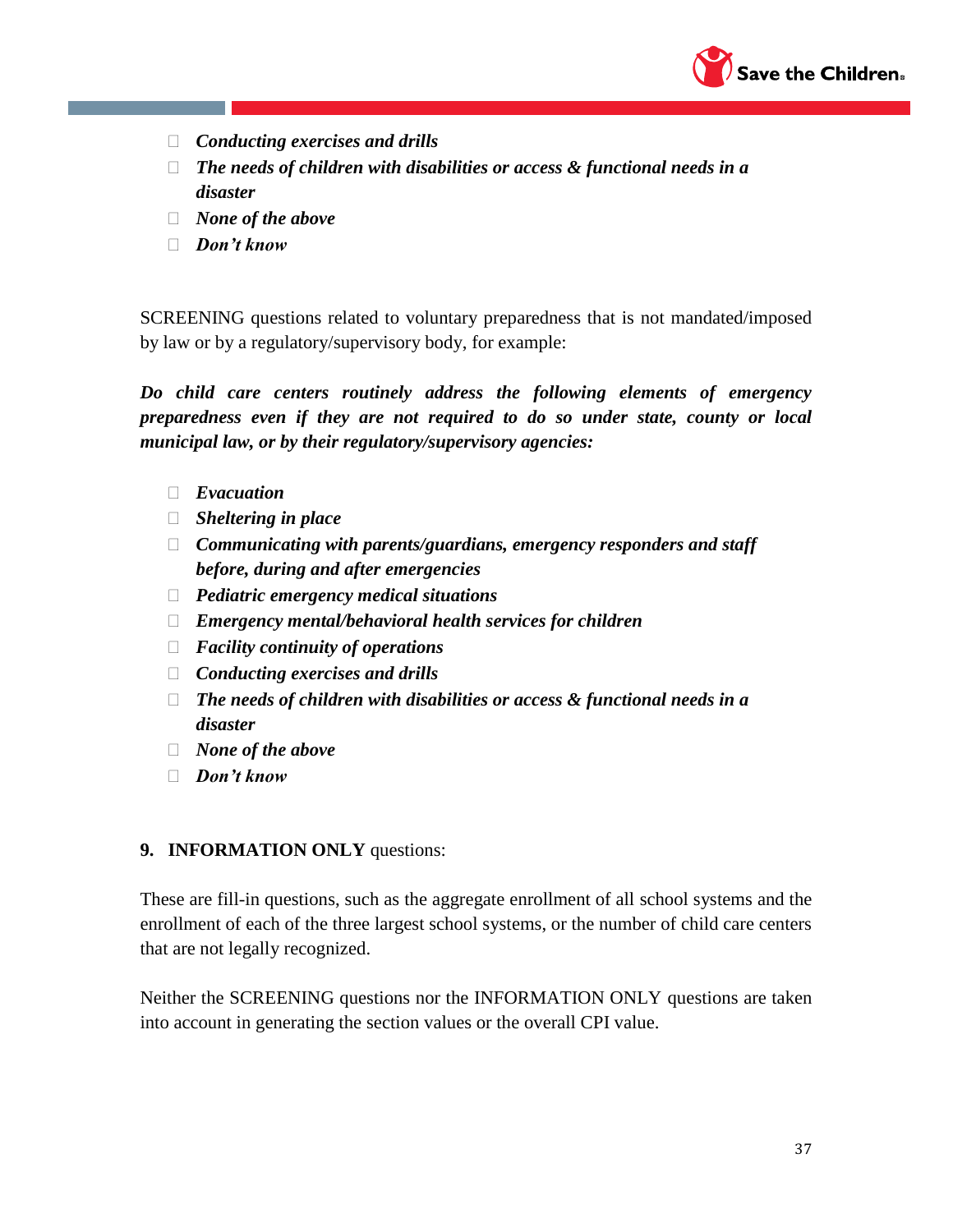- ***Conducting exercises and drills***
- ***The needs of children with disabilities or access & functional needs in a disaster***
- ***None of the above***
- ***Don't know***

SCREENING questions related to voluntary preparedness that is not mandated/imposed by law or by a regulatory/supervisory body, for example:

***Do child care centers routinely address the following elements of emergency preparedness even if they are not required to do so under state, county or local municipal law, or by their regulatory/supervisory agencies:***

- ***Evacuation***
- ***Sheltering in place***
- ***Communicating with parents/guardians, emergency responders and staff before, during and after emergencies***
- ***Pediatric emergency medical situations***
- ***Emergency mental/behavioral health services for children***
- ***Facility continuity of operations***
- ***Conducting exercises and drills***
- ***The needs of children with disabilities or access & functional needs in a disaster***
- ***None of the above***
- ***Don't know***

**9. INFORMATION ONLY** questions:

These are fill-in questions, such as the aggregate enrollment of all school systems and the enrollment of each of the three largest school systems, or the number of child care centers that are not legally recognized.

Neither the SCREENING questions nor the INFORMATION ONLY questions are taken into account in generating the section values or the overall CPI value.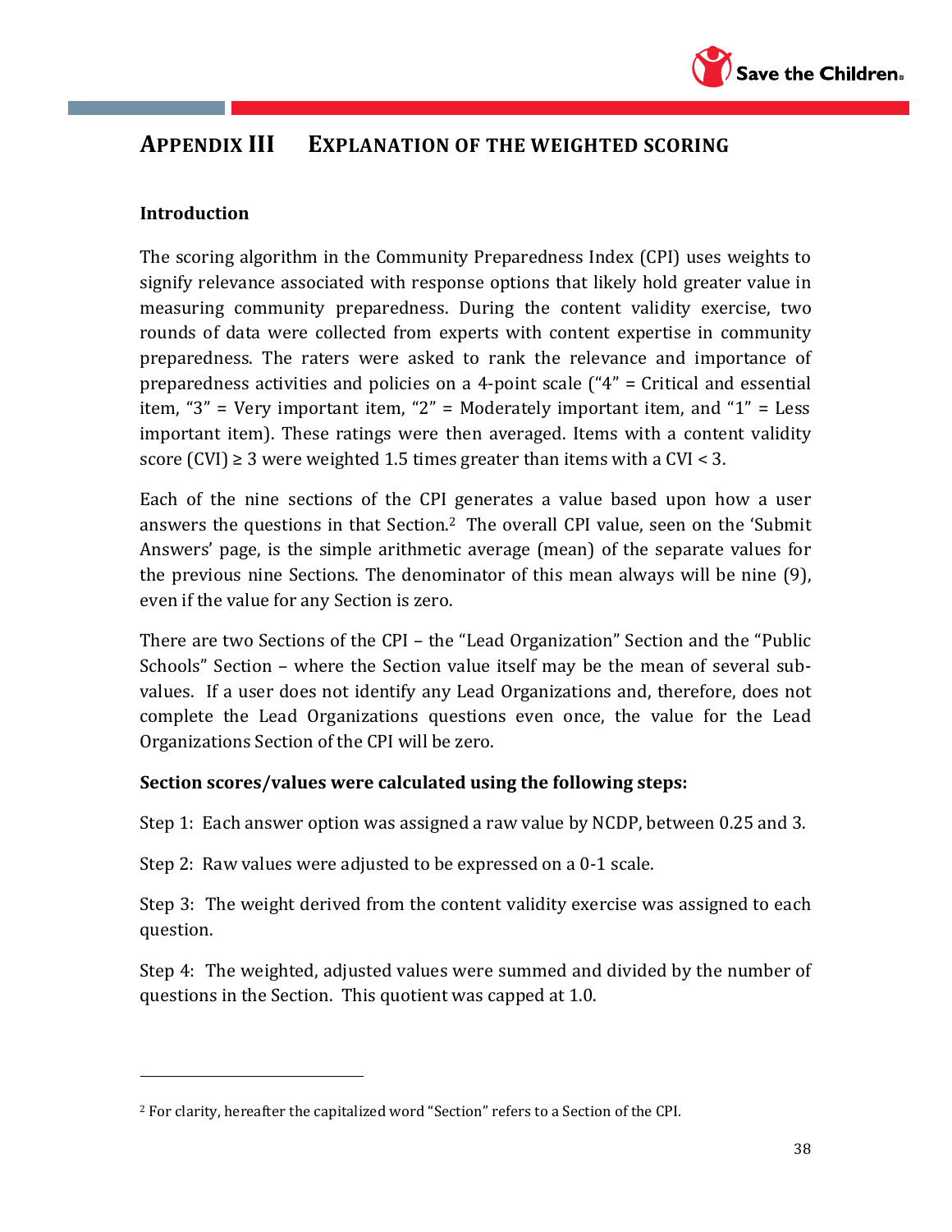## APPENDIX III EXPLANATION OF THE WEIGHTED SCORING

### Introduction

The scoring algorithm in the Community Preparedness Index (CPI) uses weights to signify relevance associated with response options that likely hold greater value in measuring community preparedness. During the content validity exercise, two rounds of data were collected from experts with content expertise in community preparedness. The raters were asked to rank the relevance and importance of preparedness activities and policies on a 4-point scale ("4" = Critical and essential item, "3" = Very important item, "2" = Moderately important item, and "1" = Less important item). These ratings were then averaged. Items with a content validity score (CVI) ≥ 3 were weighted 1.5 times greater than items with a CVI < 3.

Each of the nine sections of the CPI generates a value based upon how a user answers the questions in that Section.[2] The overall CPI value, seen on the 'Submit Answers' page, is the simple arithmetic average (mean) of the separate values for the previous nine Sections. The denominator of this mean always will be nine (9), even if the value for any Section is zero.

There are two Sections of the CPI – the "Lead Organization" Section and the "Public Schools" Section – where the Section value itself may be the mean of several sub-values. If a user does not identify any Lead Organizations and, therefore, does not complete the Lead Organizations questions even once, the value for the Lead Organizations Section of the CPI will be zero.

**Section scores/values were calculated using the following steps:**

Step 1: Each answer option was assigned a raw value by NCDP, between 0.25 and 3.

Step 2: Raw values were adjusted to be expressed on a 0-1 scale.

Step 3: The weight derived from the content validity exercise was assigned to each question.

Step 4: The weighted, adjusted values were summed and divided by the number of questions in the Section. This quotient was capped at 1.0.

---

[2] For clarity, hereafter the capitalized word "Section" refers to a Section of the CPI.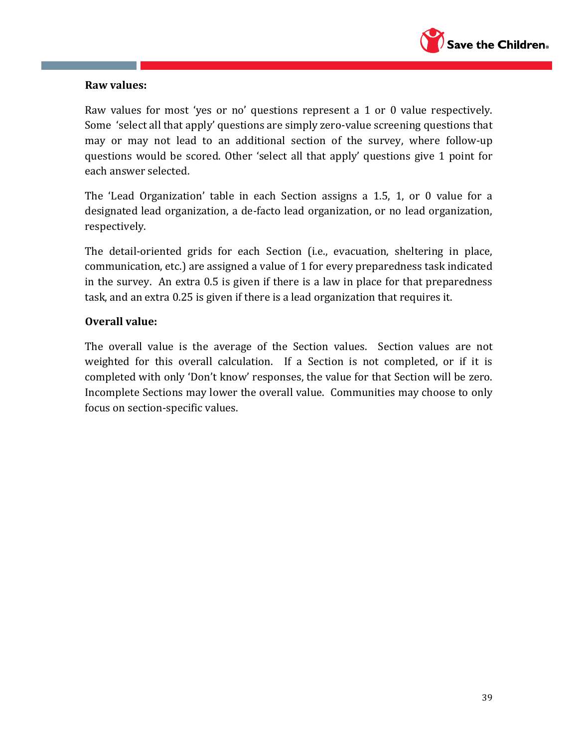**Raw values:**

Raw values for most 'yes or no' questions represent a 1 or 0 value respectively. Some 'select all that apply' questions are simply zero-value screening questions that may or may not lead to an additional section of the survey, where follow-up questions would be scored. Other 'select all that apply' questions give 1 point for each answer selected.

The 'Lead Organization' table in each Section assigns a 1.5, 1, or 0 value for a designated lead organization, a de-facto lead organization, or no lead organization, respectively.

The detail-oriented grids for each Section (i.e., evacuation, sheltering in place, communication, etc.) are assigned a value of 1 for every preparedness task indicated in the survey. An extra 0.5 is given if there is a law in place for that preparedness task, and an extra 0.25 is given if there is a lead organization that requires it.

**Overall value:**

The overall value is the average of the Section values. Section values are not weighted for this overall calculation. If a Section is not completed, or if it is completed with only 'Don't know' responses, the value for that Section will be zero. Incomplete Sections may lower the overall value. Communities may choose to only focus on section-specific values.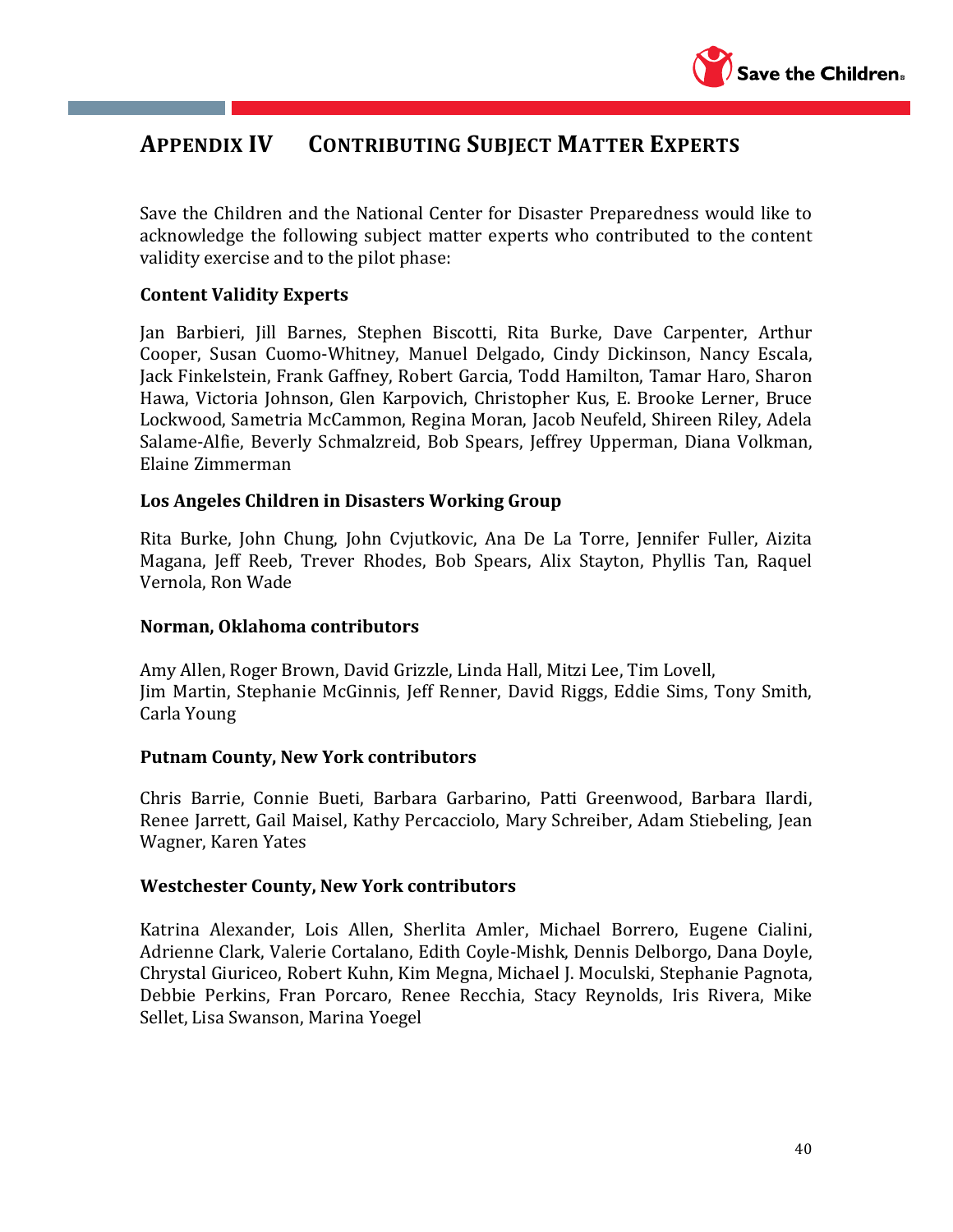# Appendix IV Contributing Subject Matter Experts

Save the Children and the National Center for Disaster Preparedness would like to acknowledge the following subject matter experts who contributed to the content validity exercise and to the pilot phase:

**Content Validity Experts**

Jan Barbieri, Jill Barnes, Stephen Biscotti, Rita Burke, Dave Carpenter, Arthur Cooper, Susan Cuomo-Whitney, Manuel Delgado, Cindy Dickinson, Nancy Escala, Jack Finkelstein, Frank Gaffney, Robert Garcia, Todd Hamilton, Tamar Haro, Sharon Hawa, Victoria Johnson, Glen Karpovich, Christopher Kus, E. Brooke Lerner, Bruce Lockwood, Sametria McCammon, Regina Moran, Jacob Neufeld, Shireen Riley, Adela Salame-Alfie, Beverly Schmalzreid, Bob Spears, Jeffrey Upperman, Diana Volkman, Elaine Zimmerman

**Los Angeles Children in Disasters Working Group**

Rita Burke, John Chung, John Cvjutkovic, Ana De La Torre, Jennifer Fuller, Aizita Magana, Jeff Reeb, Trever Rhodes, Bob Spears, Alix Stayton, Phyllis Tan, Raquel Vernola, Ron Wade

**Norman, Oklahoma contributors**

Amy Allen, Roger Brown, David Grizzle, Linda Hall, Mitzi Lee, Tim Lovell, Jim Martin, Stephanie McGinnis, Jeff Renner, David Riggs, Eddie Sims, Tony Smith, Carla Young

**Putnam County, New York contributors**

Chris Barrie, Connie Bueti, Barbara Garbarino, Patti Greenwood, Barbara Ilardi, Renee Jarrett, Gail Maisel, Kathy Percacciolo, Mary Schreiber, Adam Stiebeling, Jean Wagner, Karen Yates

**Westchester County, New York contributors**

Katrina Alexander, Lois Allen, Sherlita Amler, Michael Borrero, Eugene Cialini, Adrienne Clark, Valerie Cortalano, Edith Coyle-Mishk, Dennis Delborgo, Dana Doyle, Chrystal Giuriceo, Robert Kuhn, Kim Megna, Michael J. Moculski, Stephanie Pagnota, Debbie Perkins, Fran Porcaro, Renee Recchia, Stacy Reynolds, Iris Rivera, Mike Sellet, Lisa Swanson, Marina Yoegel